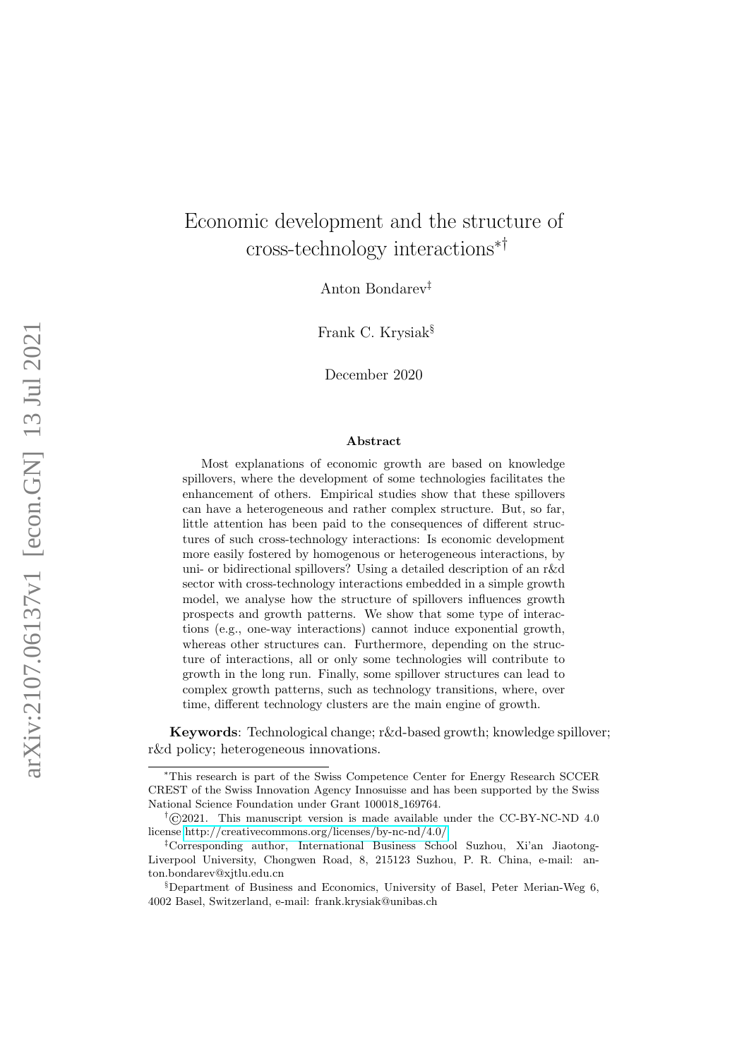# Economic development and the structure of cross-technology interactions[*][†]

Anton Bondarev[‡]

Frank C. Krysiak[§]

December 2020

## Abstract

Most explanations of economic growth are based on knowledge spillovers, where the development of some technologies facilitates the enhancement of others. Empirical studies show that these spillovers can have a heterogeneous and rather complex structure. But, so far, little attention has been paid to the consequences of different structures of such cross-technology interactions: Is economic development more easily fostered by homogenous or heterogeneous interactions, by uni- or bidirectional spillovers? Using a detailed description of an r&d sector with cross-technology interactions embedded in a simple growth model, we analyse how the structure of spillovers influences growth prospects and growth patterns. We show that some type of interactions (e.g., one-way interactions) cannot induce exponential growth, whereas other structures can. Furthermore, depending on the structure of interactions, all or only some technologies will contribute to growth in the long run. Finally, some spillover structures can lead to complex growth patterns, such as technology transitions, where, over time, different technology clusters are the main engine of growth.

**Keywords**: Technological change; r&d-based growth; knowledge spillover; r&d policy; heterogeneous innovations.

---

[*]This research is part of the Swiss Competence Center for Energy Research SCCER CREST of the Swiss Innovation Agency Innosuisse and has been supported by the Swiss National Science Foundation under Grant 100018_169764.

[†]©2021. This manuscript version is made available under the CC-BY-NC-ND 4.0 license http://creativecommons.org/licenses/by-nc-nd/4.0/

[‡]Corresponding author, International Business School Suzhou, Xi'an Jiaotong-Liverpool University, Chongwen Road, 8, 215123 Suzhou, P. R. China, e-mail: anton.bondarev@xjtlu.edu.cn

[§]Department of Business and Economics, University of Basel, Peter Merian-Weg 6, 4002 Basel, Switzerland, e-mail: frank.krysiak@unibas.ch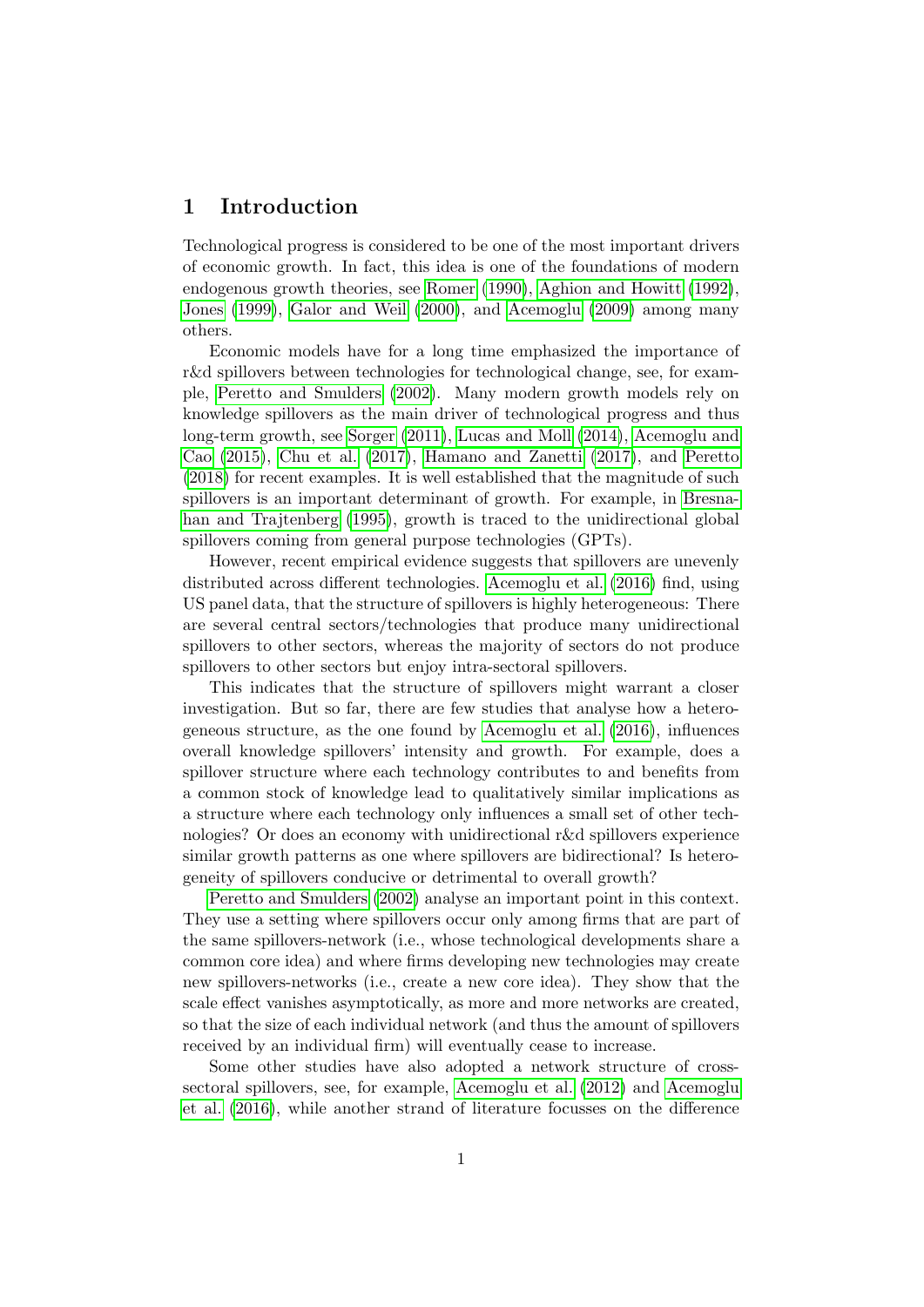# 1 Introduction

Technological progress is considered to be one of the most important drivers of economic growth. In fact, this idea is one of the foundations of modern endogenous growth theories, see Romer (1990), Aghion and Howitt (1992), Jones (1999), Galor and Weil (2000), and Acemoglu (2009) among many others.

Economic models have for a long time emphasized the importance of r&d spillovers between technologies for technological change, see, for example, Peretto and Smulders (2002). Many modern growth models rely on knowledge spillovers as the main driver of technological progress and thus long-term growth, see Sorger (2011), Lucas and Moll (2014), Acemoglu and Cao (2015), Chu et al. (2017), Hamano and Zanetti (2017), and Peretto (2018) for recent examples. It is well established that the magnitude of such spillovers is an important determinant of growth. For example, in Bresnahan and Trajtenberg (1995), growth is traced to the unidirectional global spillovers coming from general purpose technologies (GPTs).

However, recent empirical evidence suggests that spillovers are unevenly distributed across different technologies. Acemoglu et al. (2016) find, using US panel data, that the structure of spillovers is highly heterogeneous: There are several central sectors/technologies that produce many unidirectional spillovers to other sectors, whereas the majority of sectors do not produce spillovers to other sectors but enjoy intra-sectoral spillovers.

This indicates that the structure of spillovers might warrant a closer investigation. But so far, there are few studies that analyse how a heterogeneous structure, as the one found by Acemoglu et al. (2016), influences overall knowledge spillovers' intensity and growth. For example, does a spillover structure where each technology contributes to and benefits from a common stock of knowledge lead to qualitatively similar implications as a structure where each technology only influences a small set of other technologies? Or does an economy with unidirectional r&d spillovers experience similar growth patterns as one where spillovers are bidirectional? Is heterogeneity of spillovers conducive or detrimental to overall growth?

Peretto and Smulders (2002) analyse an important point in this context. They use a setting where spillovers occur only among firms that are part of the same spillovers-network (i.e., whose technological developments share a common core idea) and where firms developing new technologies may create new spillovers-networks (i.e., create a new core idea). They show that the scale effect vanishes asymptotically, as more and more networks are created, so that the size of each individual network (and thus the amount of spillovers received by an individual firm) will eventually cease to increase.

Some other studies have also adopted a network structure of cross-sectoral spillovers, see, for example, Acemoglu et al. (2012) and Acemoglu et al. (2016), while another strand of literature focusses on the difference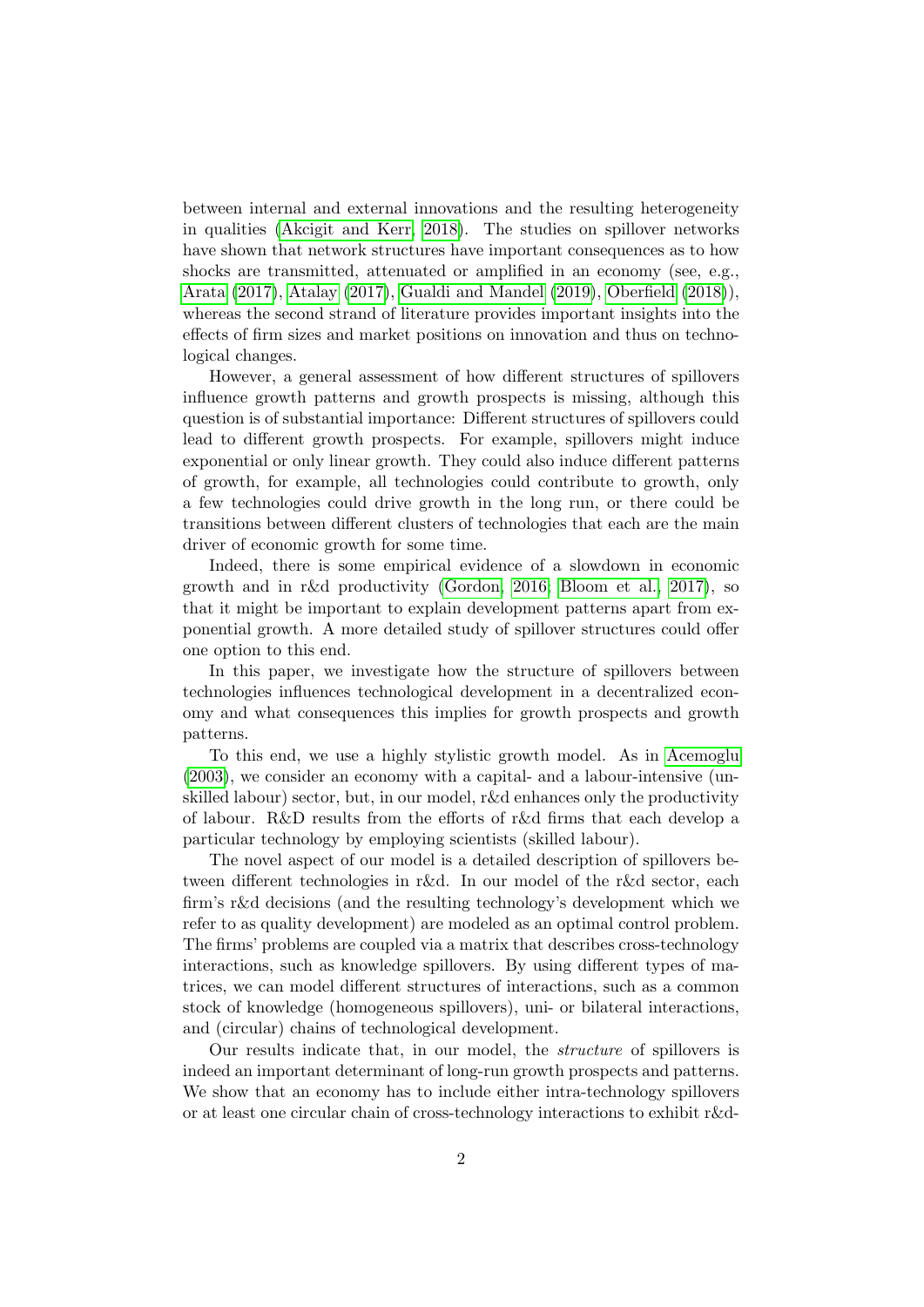between internal and external innovations and the resulting heterogeneity in qualities (Akcigit and Kerr, 2018). The studies on spillover networks have shown that network structures have important consequences as to how shocks are transmitted, attenuated or amplified in an economy (see, e.g., Arata (2017), Atalay (2017), Gualdi and Mandel (2019), Oberfield (2018)), whereas the second strand of literature provides important insights into the effects of firm sizes and market positions on innovation and thus on technological changes.

However, a general assessment of how different structures of spillovers influence growth patterns and growth prospects is missing, although this question is of substantial importance: Different structures of spillovers could lead to different growth prospects. For example, spillovers might induce exponential or only linear growth. They could also induce different patterns of growth, for example, all technologies could contribute to growth, only a few technologies could drive growth in the long run, or there could be transitions between different clusters of technologies that each are the main driver of economic growth for some time.

Indeed, there is some empirical evidence of a slowdown in economic growth and in r&d productivity (Gordon, 2016; Bloom et al., 2017), so that it might be important to explain development patterns apart from exponential growth. A more detailed study of spillover structures could offer one option to this end.

In this paper, we investigate how the structure of spillovers between technologies influences technological development in a decentralized economy and what consequences this implies for growth prospects and growth patterns.

To this end, we use a highly stylistic growth model. As in Acemoglu (2003), we consider an economy with a capital- and a labour-intensive (unskilled labour) sector, but, in our model, r&d enhances only the productivity of labour. R&D results from the efforts of r&d firms that each develop a particular technology by employing scientists (skilled labour).

The novel aspect of our model is a detailed description of spillovers between different technologies in r&d. In our model of the r&d sector, each firm's r&d decisions (and the resulting technology's development which we refer to as quality development) are modeled as an optimal control problem. The firms' problems are coupled via a matrix that describes cross-technology interactions, such as knowledge spillovers. By using different types of matrices, we can model different structures of interactions, such as a common stock of knowledge (homogeneous spillovers), uni- or bilateral interactions, and (circular) chains of technological development.

Our results indicate that, in our model, the *structure* of spillovers is indeed an important determinant of long-run growth prospects and patterns. We show that an economy has to include either intra-technology spillovers or at least one circular chain of cross-technology interactions to exhibit r&d-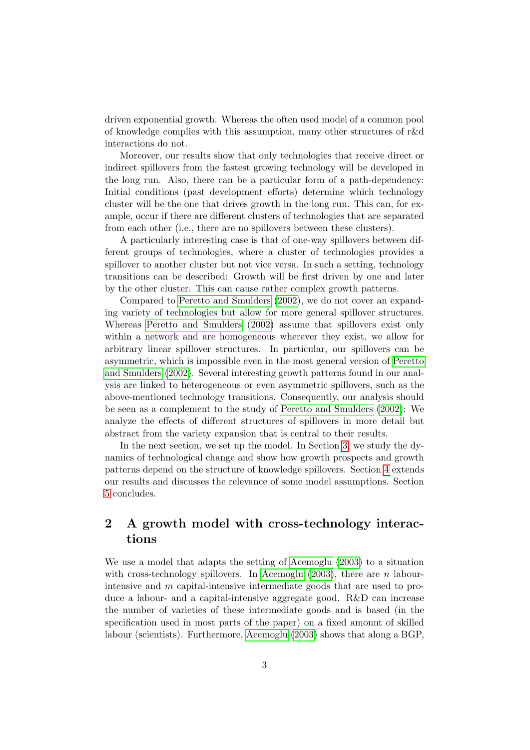driven exponential growth. Whereas the often used model of a common pool of knowledge complies with this assumption, many other structures of r&d interactions do not.

Moreover, our results show that only technologies that receive direct or indirect spillovers from the fastest growing technology will be developed in the long run. Also, there can be a particular form of a path-dependency: Initial conditions (past development efforts) determine which technology cluster will be the one that drives growth in the long run. This can, for example, occur if there are different clusters of technologies that are separated from each other (i.e., there are no spillovers between these clusters).

A particularly interesting case is that of one-way spillovers between different groups of technologies, where a cluster of technologies provides a spillover to another cluster but not vice versa. In such a setting, technology transitions can be described: Growth will be first driven by one and later by the other cluster. This can cause rather complex growth patterns.

Compared to Peretto and Smulders (2002), we do not cover an expanding variety of technologies but allow for more general spillover structures. Whereas Peretto and Smulders (2002) assume that spillovers exist only within a network and are homogeneous wherever they exist, we allow for arbitrary linear spillover structures. In particular, our spillovers can be asymmetric, which is impossible even in the most general version of Peretto and Smulders (2002). Several interesting growth patterns found in our analysis are linked to heterogeneous or even asymmetric spillovers, such as the above-mentioned technology transitions. Consequently, our analysis should be seen as a complement to the study of Peretto and Smulders (2002): We analyze the effects of different structures of spillovers in more detail but abstract from the variety expansion that is central to their results.

In the next section, we set up the model. In Section 3, we study the dynamics of technological change and show how growth prospects and growth patterns depend on the structure of knowledge spillovers. Section 4 extends our results and discusses the relevance of some model assumptions. Section 5 concludes.

## 2 A growth model with cross-technology interactions

We use a model that adapts the setting of Acemoglu (2003) to a situation with cross-technology spillovers. In Acemoglu (2003), there are $n$ labour-intensive and $m$ capital-intensive intermediate goods that are used to produce a labour- and a capital-intensive aggregate good. R&D can increase the number of varieties of these intermediate goods and is based (in the specification used in most parts of the paper) on a fixed amount of skilled labour (scientists). Furthermore, Acemoglu (2003) shows that along a BGP,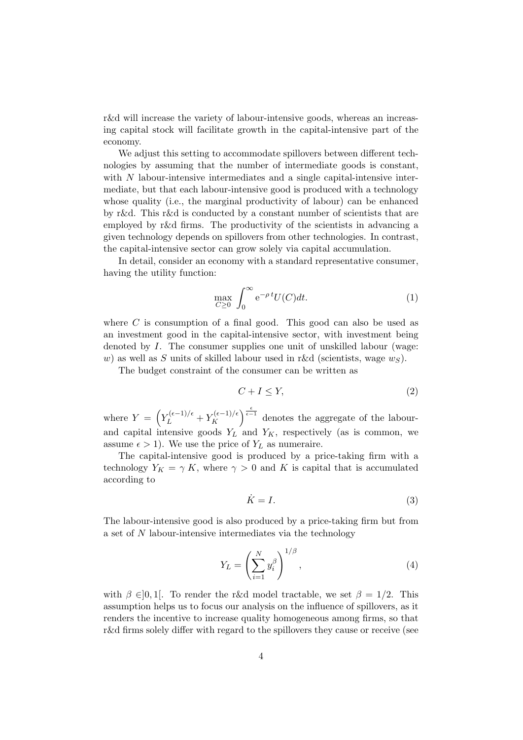r&d will increase the variety of labour-intensive goods, whereas an increasing capital stock will facilitate growth in the capital-intensive part of the economy.

We adjust this setting to accommodate spillovers between different technologies by assuming that the number of intermediate goods is constant, with $N$ labour-intensive intermediates and a single capital-intensive intermediate, but that each labour-intensive good is produced with a technology whose quality (i.e., the marginal productivity of labour) can be enhanced by r&d. This r&d is conducted by a constant number of scientists that are employed by r&d firms. The productivity of the scientists in advancing a given technology depends on spillovers from other technologies. In contrast, the capital-intensive sector can grow solely via capital accumulation.

In detail, consider an economy with a standard representative consumer, having the utility function:

$$\max_{C \geq 0} \int_0^\infty \mathrm{e}^{-\rho\, t} U(C) dt. \tag{1}$$

where $C$ is consumption of a final good. This good can also be used as an investment good in the capital-intensive sector, with investment being denoted by $I$. The consumer supplies one unit of unskilled labour (wage: $w$) as well as $S$ units of skilled labour used in r&d (scientists, wage $w_S$).

The budget constraint of the consumer can be written as

$$C + I \leq Y, \tag{2}$$

where $Y = \left(Y_L^{(\epsilon-1)/\epsilon} + Y_K^{(\epsilon-1)/\epsilon}\right)^{\frac{\epsilon}{\epsilon-1}}$ denotes the aggregate of the labour- and capital intensive goods $Y_L$ and $Y_K$, respectively (as is common, we assume $\epsilon > 1$). We use the price of $Y_L$ as numeraire.

The capital-intensive good is produced by a price-taking firm with a technology $Y_K = \gamma\, K$, where $\gamma > 0$ and $K$ is capital that is accumulated according to

$$\dot{K} = I. \tag{3}$$

The labour-intensive good is also produced by a price-taking firm but from a set of $N$ labour-intensive intermediates via the technology

$$Y_L = \left(\sum_{i=1}^{N} y_i^\beta\right)^{1/\beta}, \tag{4}$$

with $\beta \in ]0,1[$. To render the r&d model tractable, we set $\beta = 1/2$. This assumption helps us to focus our analysis on the influence of spillovers, as it renders the incentive to increase quality homogeneous among firms, so that r&d firms solely differ with regard to the spillovers they cause or receive (see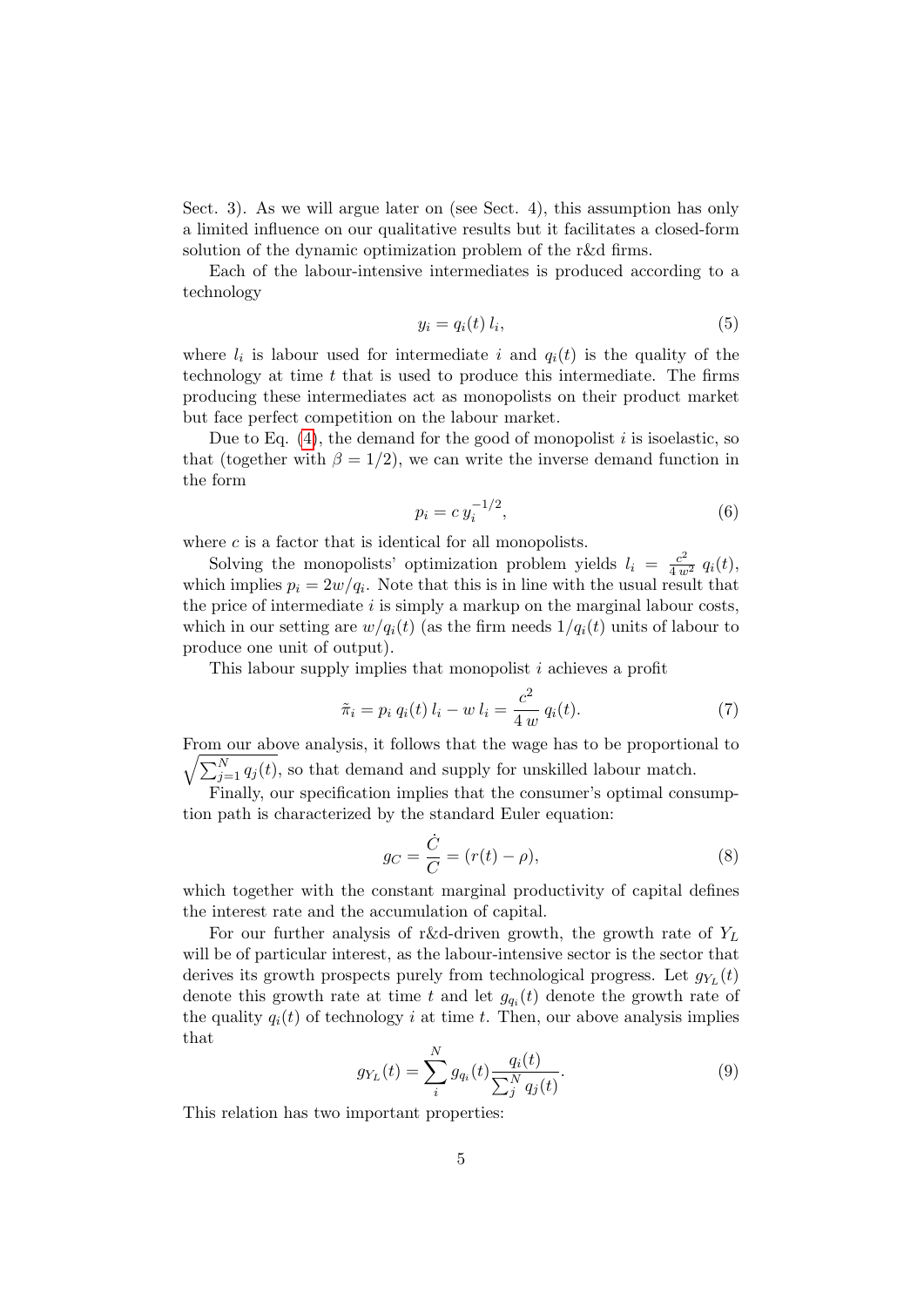Sect. 3). As we will argue later on (see Sect. 4), this assumption has only a limited influence on our qualitative results but it facilitates a closed-form solution of the dynamic optimization problem of the r&d firms.

Each of the labour-intensive intermediates is produced according to a technology

$$y_i = q_i(t)\, l_i, \tag{5}$$

where $l_i$ is labour used for intermediate $i$ and $q_i(t)$ is the quality of the technology at time $t$ that is used to produce this intermediate. The firms producing these intermediates act as monopolists on their product market but face perfect competition on the labour market.

Due to Eq. (4), the demand for the good of monopolist $i$ is isoelastic, so that (together with $\beta = 1/2$), we can write the inverse demand function in the form

$$p_i = c\, y_i^{-1/2}, \tag{6}$$

where $c$ is a factor that is identical for all monopolists.

Solving the monopolists' optimization problem yields $l_i = \frac{c^2}{4\,w^2}\, q_i(t)$, which implies $p_i = 2w/q_i$. Note that this is in line with the usual result that the price of intermediate $i$ is simply a markup on the marginal labour costs, which in our setting are $w/q_i(t)$ (as the firm needs $1/q_i(t)$ units of labour to produce one unit of output).

This labour supply implies that monopolist $i$ achieves a profit

$$\tilde{\pi}_i = p_i\, q_i(t)\, l_i - w\, l_i = \frac{c^2}{4\,w}\, q_i(t). \tag{7}$$

From our above analysis, it follows that the wage has to be proportional to $\sqrt{\sum_{j=1}^{N} q_j(t)}$, so that demand and supply for unskilled labour match.

Finally, our specification implies that the consumer's optimal consumption path is characterized by the standard Euler equation:

$$g_C = \frac{\dot{C}}{C} = (r(t) - \rho), \tag{8}$$

which together with the constant marginal productivity of capital defines the interest rate and the accumulation of capital.

For our further analysis of r&d-driven growth, the growth rate of $Y_L$ will be of particular interest, as the labour-intensive sector is the sector that derives its growth prospects purely from technological progress. Let $g_{Y_L}(t)$ denote this growth rate at time $t$ and let $g_{q_i}(t)$ denote the growth rate of the quality $q_i(t)$ of technology $i$ at time $t$. Then, our above analysis implies that

$$g_{Y_L}(t) = \sum_{i}^{N} g_{q_i}(t) \frac{q_i(t)}{\sum_{j}^{N} q_j(t)}. \tag{9}$$

This relation has two important properties: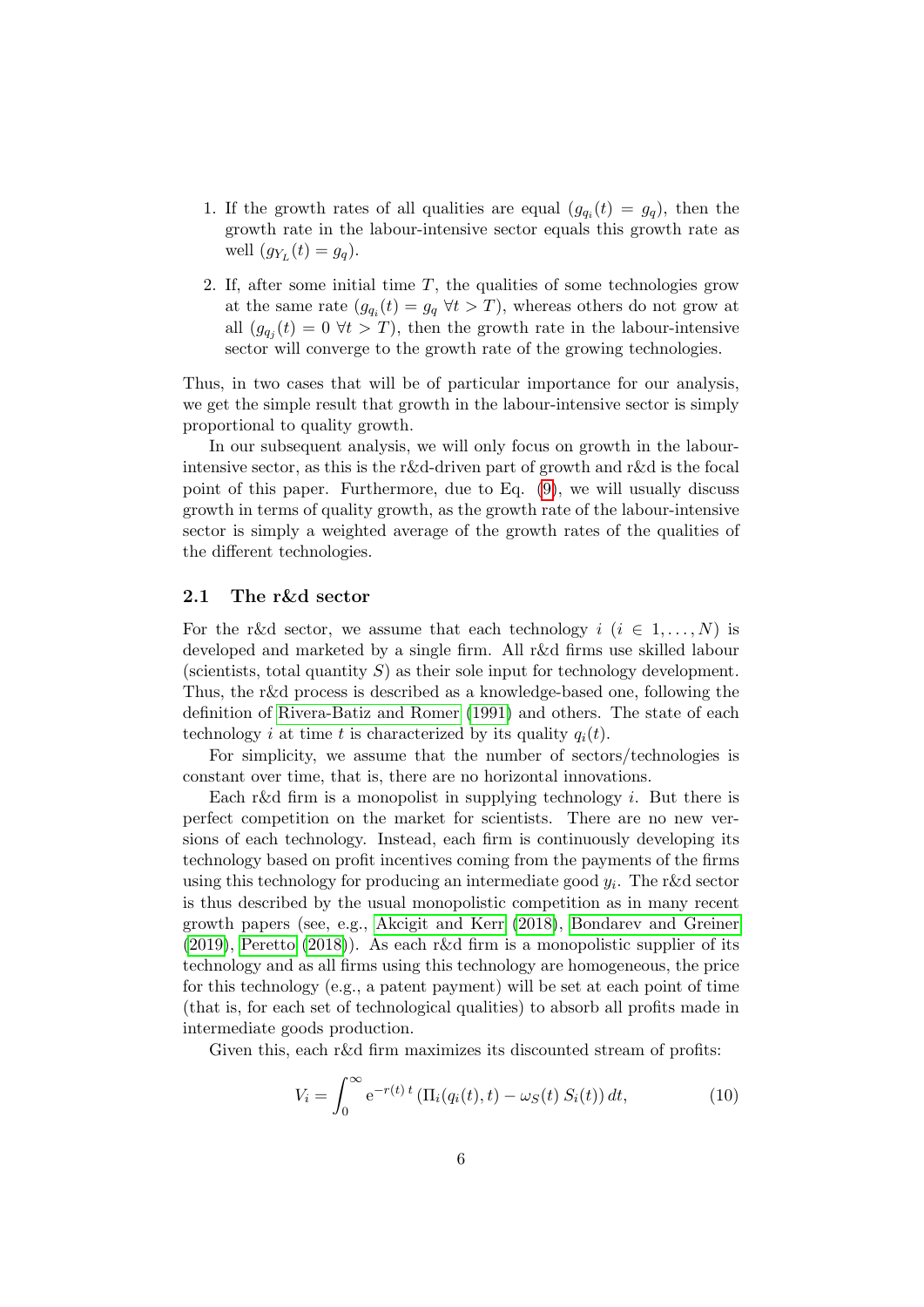1. If the growth rates of all qualities are equal ($g_{q_i}(t) = g_q$), then the growth rate in the labour-intensive sector equals this growth rate as well ($g_{Y_L}(t) = g_q$).
2. If, after some initial time $T$, the qualities of some technologies grow at the same rate ($g_{q_i}(t) = g_q \ \forall t > T$), whereas others do not grow at all ($g_{q_j}(t) = 0 \ \forall t > T$), then the growth rate in the labour-intensive sector will converge to the growth rate of the growing technologies.

Thus, in two cases that will be of particular importance for our analysis, we get the simple result that growth in the labour-intensive sector is simply proportional to quality growth.

In our subsequent analysis, we will only focus on growth in the labour-intensive sector, as this is the r&d-driven part of growth and r&d is the focal point of this paper. Furthermore, due to Eq. (9), we will usually discuss growth in terms of quality growth, as the growth rate of the labour-intensive sector is simply a weighted average of the growth rates of the qualities of the different technologies.

## 2.1 The r&d sector

For the r&d sector, we assume that each technology $i$ ($i \in 1, \ldots, N$) is developed and marketed by a single firm. All r&d firms use skilled labour (scientists, total quantity $S$) as their sole input for technology development. Thus, the r&d process is described as a knowledge-based one, following the definition of Rivera-Batiz and Romer (1991) and others. The state of each technology $i$ at time $t$ is characterized by its quality $q_i(t)$.

For simplicity, we assume that the number of sectors/technologies is constant over time, that is, there are no horizontal innovations.

Each r&d firm is a monopolist in supplying technology $i$. But there is perfect competition on the market for scientists. There are no new versions of each technology. Instead, each firm is continuously developing its technology based on profit incentives coming from the payments of the firms using this technology for producing an intermediate good $y_i$. The r&d sector is thus described by the usual monopolistic competition as in many recent growth papers (see, e.g., Akcigit and Kerr (2018), Bondarev and Greiner (2019), Peretto (2018)). As each r&d firm is a monopolistic supplier of its technology and as all firms using this technology are homogeneous, the price for this technology (e.g., a patent payment) will be set at each point of time (that is, for each set of technological qualities) to absorb all profits made in intermediate goods production.

Given this, each r&d firm maximizes its discounted stream of profits:

$$V_i = \int_0^\infty \mathrm{e}^{-r(t)\,t} \left(\Pi_i(q_i(t), t) - \omega_S(t)\, S_i(t)\right) dt, \tag{10}$$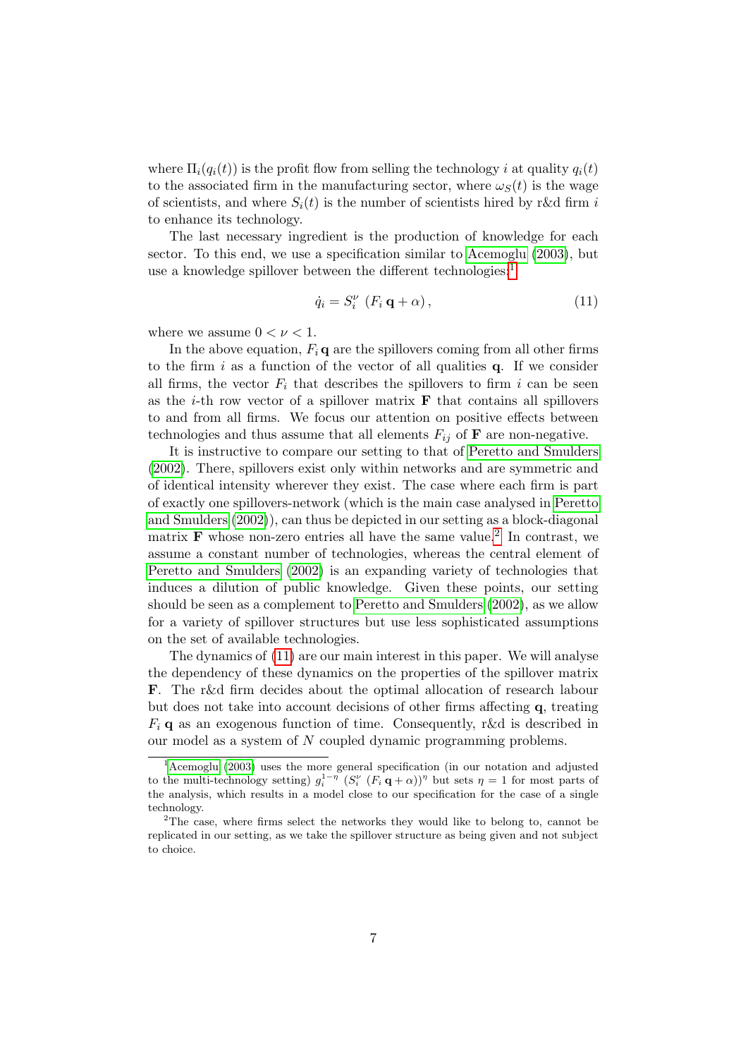where $\Pi_i(q_i(t))$ is the profit flow from selling the technology $i$ at quality $q_i(t)$ to the associated firm in the manufacturing sector, where $\omega_S(t)$ is the wage of scientists, and where $S_i(t)$ is the number of scientists hired by r&d firm $i$ to enhance its technology.

The last necessary ingredient is the production of knowledge for each sector. To this end, we use a specification similar to Acemoglu (2003), but use a knowledge spillover between the different technologies:[1]

$$\dot{q}_i = S_i^{\nu}\,\left(F_i\,\mathbf{q} + \alpha\right), \tag{11}$$

where we assume $0 < \nu < 1$.

In the above equation, $F_i\,\mathbf{q}$ are the spillovers coming from all other firms to the firm $i$ as a function of the vector of all qualities $\mathbf{q}$. If we consider all firms, the vector $F_i$ that describes the spillovers to firm $i$ can be seen as the $i$-th row vector of a spillover matrix $\mathbf{F}$ that contains all spillovers to and from all firms. We focus our attention on positive effects between technologies and thus assume that all elements $F_{ij}$ of $\mathbf{F}$ are non-negative.

It is instructive to compare our setting to that of Peretto and Smulders (2002). There, spillovers exist only within networks and are symmetric and of identical intensity wherever they exist. The case where each firm is part of exactly one spillovers-network (which is the main case analysed in Peretto and Smulders (2002)), can thus be depicted in our setting as a block-diagonal matrix $\mathbf{F}$ whose non-zero entries all have the same value.[2] In contrast, we assume a constant number of technologies, whereas the central element of Peretto and Smulders (2002) is an expanding variety of technologies that induces a dilution of public knowledge. Given these points, our setting should be seen as a complement to Peretto and Smulders (2002), as we allow for a variety of spillover structures but use less sophisticated assumptions on the set of available technologies.

The dynamics of (11) are our main interest in this paper. We will analyse the dependency of these dynamics on the properties of the spillover matrix $\mathbf{F}$. The r&d firm decides about the optimal allocation of research labour but does not take into account decisions of other firms affecting $\mathbf{q}$, treating $F_i\,\mathbf{q}$ as an exogenous function of time. Consequently, r&d is described in our model as a system of $N$ coupled dynamic programming problems.

---

[1] Acemoglu (2003) uses the more general specification (in our notation and adjusted to the multi-technology setting) $g_i^{1-\eta}\,\left(S_i^{\nu}\,\left(F_i\,\mathbf{q} + \alpha\right)\right)^{\eta}$ but sets $\eta = 1$ for most parts of the analysis, which results in a model close to our specification for the case of a single technology.

[2] The case, where firms select the networks they would like to belong to, cannot be replicated in our setting, as we take the spillover structure as being given and not subject to choice.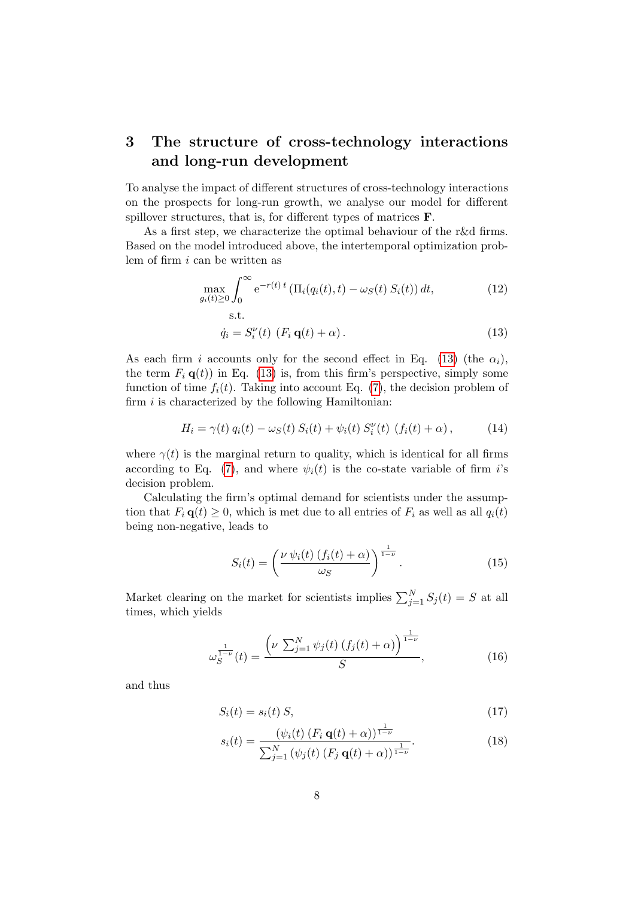## 3 The structure of cross-technology interactions and long-run development

To analyse the impact of different structures of cross-technology interactions on the prospects for long-run growth, we analyse our model for different spillover structures, that is, for different types of matrices $\mathbf{F}$.

As a first step, we characterize the optimal behaviour of the r&d firms. Based on the model introduced above, the intertemporal optimization problem of firm $i$ can be written as

$$\max_{g_i(t)\geq 0} \int_0^\infty \mathrm{e}^{-r(t)\,t} \left(\Pi_i(q_i(t),t) - \omega_S(t)\, S_i(t)\right) dt, \tag{12}$$

s.t.

$$\dot{q}_i = S_i^\nu(t)\; \left(F_i\, \mathbf{q}(t) + \alpha\right). \tag{13}$$

As each firm $i$ accounts only for the second effect in Eq. (13) (the $\alpha_i$), the term $F_i\,\mathbf{q}(t))$ in Eq. (13) is, from this firm's perspective, simply some function of time $f_i(t)$. Taking into account Eq. (7), the decision problem of firm $i$ is characterized by the following Hamiltonian:

$$H_i = \gamma(t)\, q_i(t) - \omega_S(t)\, S_i(t) + \psi_i(t)\, S_i^\nu(t)\; \left(f_i(t) + \alpha\right), \tag{14}$$

where $\gamma(t)$ is the marginal return to quality, which is identical for all firms according to Eq. (7), and where $\psi_i(t)$ is the co-state variable of firm $i$'s decision problem.

Calculating the firm's optimal demand for scientists under the assumption that $F_i\,\mathbf{q}(t) \geq 0$, which is met due to all entries of $F_i$ as well as all $q_i(t)$ being non-negative, leads to

$$S_i(t) = \left(\frac{\nu\, \psi_i(t)\, (f_i(t) + \alpha)}{\omega_S}\right)^{\frac{1}{1-\nu}}. \tag{15}$$

Market clearing on the market for scientists implies $\sum_{j=1}^N S_j(t) = S$ at all times, which yields

$$\omega_S^{\frac{1}{1-\nu}}(t) = \frac{\left(\nu\, \sum_{j=1}^N \psi_j(t)\, (f_j(t) + \alpha)\right)^{\frac{1}{1-\nu}}}{S}, \tag{16}$$

and thus

$$S_i(t) = s_i(t)\, S, \tag{17}$$

$$s_i(t) = \frac{\left(\psi_i(t)\, (F_i\, \mathbf{q}(t) + \alpha)\right)^{\frac{1}{1-\nu}}}{\sum_{j=1}^N \left(\psi_j(t)\, (F_j\, \mathbf{q}(t) + \alpha)\right)^{\frac{1}{1-\nu}}}. \tag{18}$$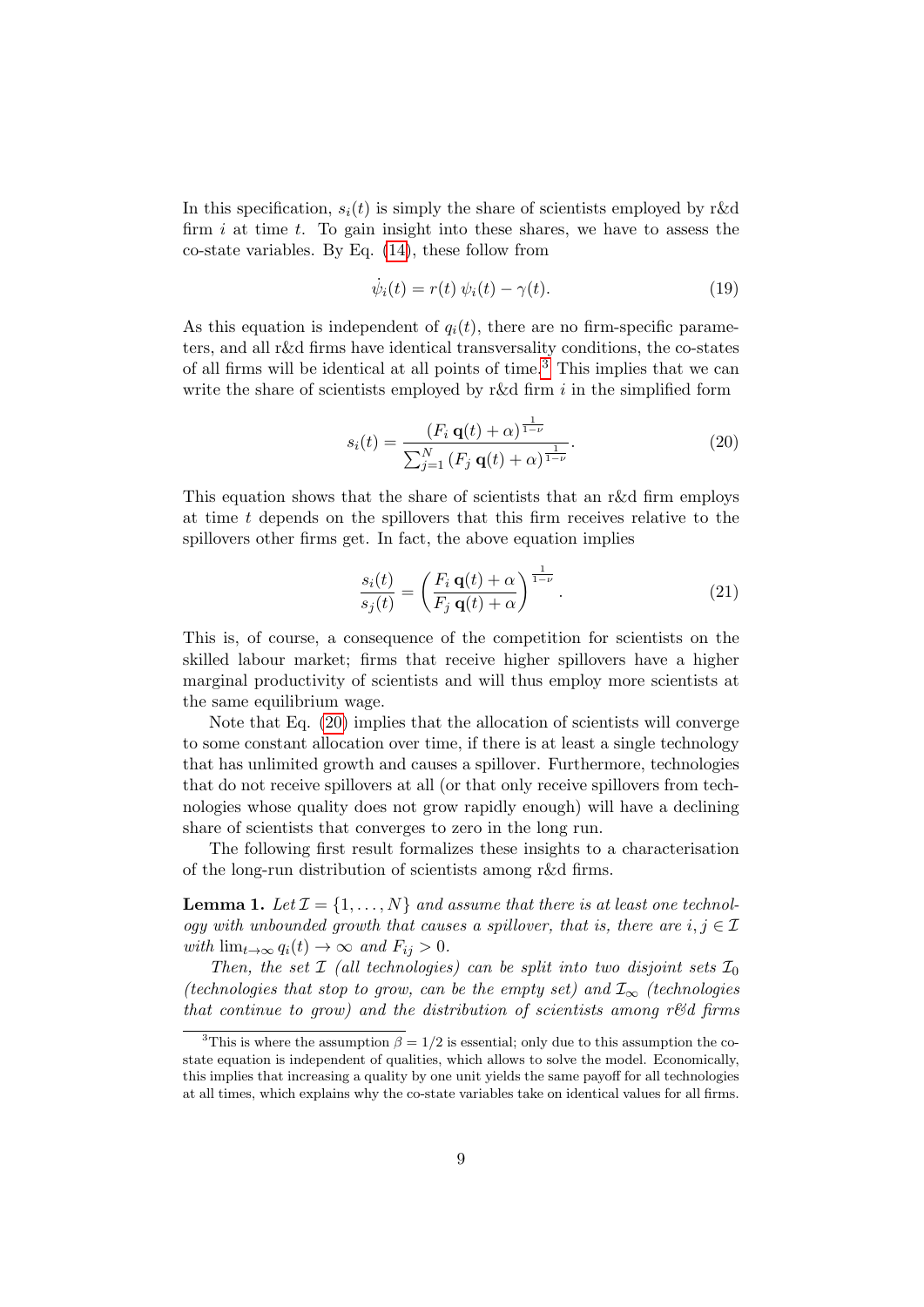In this specification, $s_i(t)$ is simply the share of scientists employed by r&d firm $i$ at time $t$. To gain insight into these shares, we have to assess the co-state variables. By Eq. (14), these follow from

$$\dot{\psi}_i(t) = r(t)\,\psi_i(t) - \gamma(t). \tag{19}$$

As this equation is independent of $q_i(t)$, there are no firm-specific parameters, and all r&d firms have identical transversality conditions, the co-states of all firms will be identical at all points of time.[3] This implies that we can write the share of scientists employed by r&d firm $i$ in the simplified form

$$s_i(t) = \frac{(F_i\,\mathbf{q}(t) + \alpha)^{\frac{1}{1-\nu}}}{\sum_{j=1}^{N}(F_j\,\mathbf{q}(t) + \alpha)^{\frac{1}{1-\nu}}}. \tag{20}$$

This equation shows that the share of scientists that an r&d firm employs at time $t$ depends on the spillovers that this firm receives relative to the spillovers other firms get. In fact, the above equation implies

$$\frac{s_i(t)}{s_j(t)} = \left(\frac{F_i\,\mathbf{q}(t) + \alpha}{F_j\,\mathbf{q}(t) + \alpha}\right)^{\frac{1}{1-\nu}}. \tag{21}$$

This is, of course, a consequence of the competition for scientists on the skilled labour market; firms that receive higher spillovers have a higher marginal productivity of scientists and will thus employ more scientists at the same equilibrium wage.

Note that Eq. (20) implies that the allocation of scientists will converge to some constant allocation over time, if there is at least a single technology that has unlimited growth and causes a spillover. Furthermore, technologies that do not receive spillovers at all (or that only receive spillovers from technologies whose quality does not grow rapidly enough) will have a declining share of scientists that converges to zero in the long run.

The following first result formalizes these insights to a characterisation of the long-run distribution of scientists among r&d firms.

**Lemma 1.** *Let $\mathcal{I} = \{1, \ldots, N\}$ and assume that there is at least one technology with unbounded growth that causes a spillover, that is, there are $i, j \in \mathcal{I}$ with $\lim_{t\to\infty} q_i(t) \to \infty$ and $F_{ij} > 0$.*

*Then, the set $\mathcal{I}$ (all technologies) can be split into two disjoint sets $\mathcal{I}_0$ (technologies that stop to grow, can be the empty set) and $\mathcal{I}_\infty$ (technologies that continue to grow) and the distribution of scientists among r&d firms*

[3] This is where the assumption $\beta = 1/2$ is essential; only due to this assumption the co-state equation is independent of qualities, which allows to solve the model. Economically, this implies that increasing a quality by one unit yields the same payoff for all technologies at all times, which explains why the co-state variables take on identical values for all firms.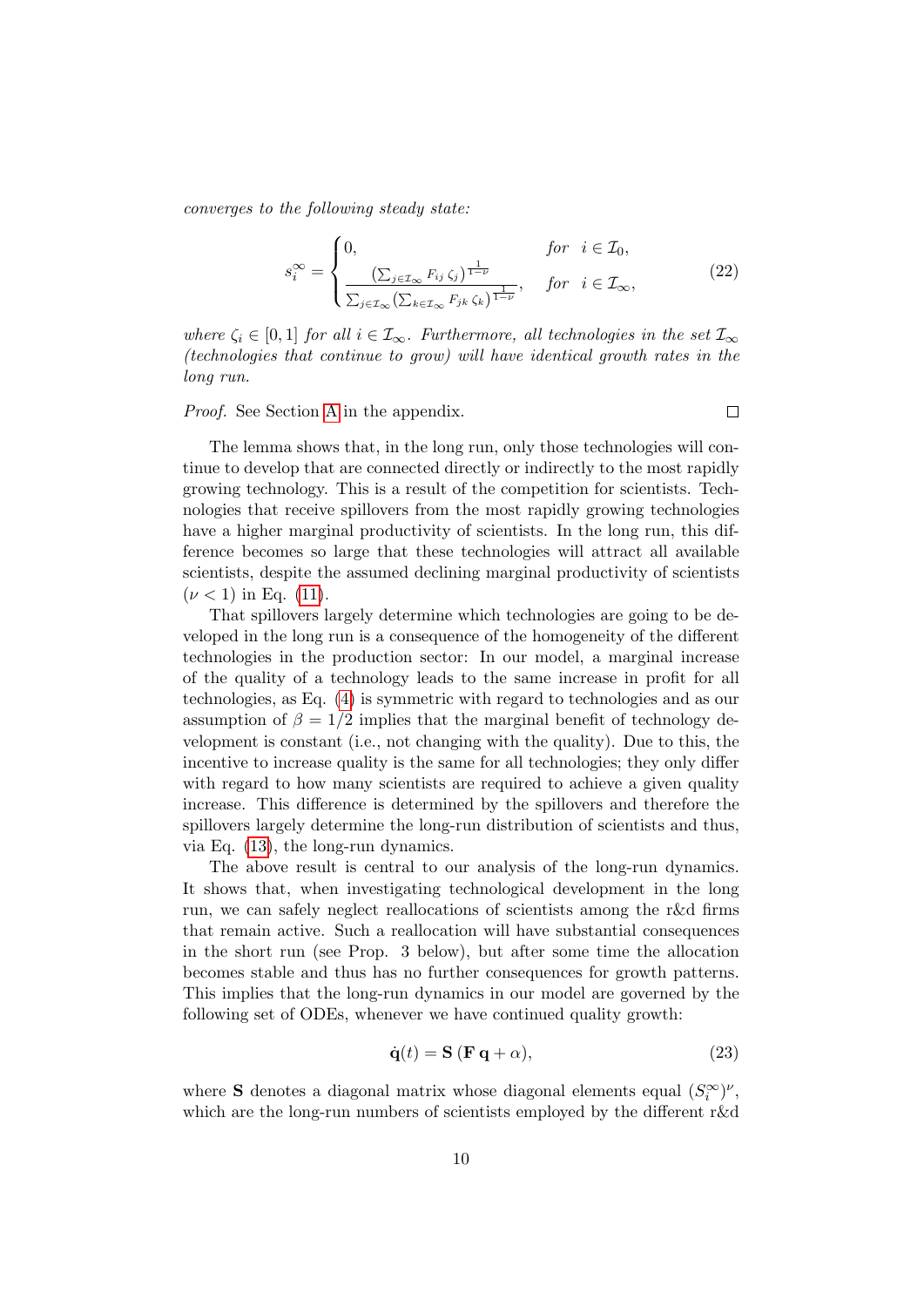*converges to the following steady state:*

$$s_i^\infty = \begin{cases} 0, & \text{for} \quad i \in \mathcal{I}_0, \\ \dfrac{\left(\sum_{j \in \mathcal{I}_\infty} F_{ij}\, \zeta_j\right)^{\frac{1}{1-\nu}}}{\sum_{j \in \mathcal{I}_\infty} \left(\sum_{k \in \mathcal{I}_\infty} F_{jk}\, \zeta_k\right)^{\frac{1}{1-\nu}}}, & \text{for} \quad i \in \mathcal{I}_\infty, \end{cases} \tag{22}$$

*where $\zeta_i \in [0, 1]$ for all $i \in \mathcal{I}_\infty$. Furthermore, all technologies in the set $\mathcal{I}_\infty$ (technologies that continue to grow) will have identical growth rates in the long run.*

*Proof.* See Section A in the appendix. $\square$

The lemma shows that, in the long run, only those technologies will continue to develop that are connected directly or indirectly to the most rapidly growing technology. This is a result of the competition for scientists. Technologies that receive spillovers from the most rapidly growing technologies have a higher marginal productivity of scientists. In the long run, this difference becomes so large that these technologies will attract all available scientists, despite the assumed declining marginal productivity of scientists ($\nu < 1$) in Eq. (11).

That spillovers largely determine which technologies are going to be developed in the long run is a consequence of the homogeneity of the different technologies in the production sector: In our model, a marginal increase of the quality of a technology leads to the same increase in profit for all technologies, as Eq. (4) is symmetric with regard to technologies and as our assumption of $\beta = 1/2$ implies that the marginal benefit of technology development is constant (i.e., not changing with the quality). Due to this, the incentive to increase quality is the same for all technologies; they only differ with regard to how many scientists are required to achieve a given quality increase. This difference is determined by the spillovers and therefore the spillovers largely determine the long-run distribution of scientists and thus, via Eq. (13), the long-run dynamics.

The above result is central to our analysis of the long-run dynamics. It shows that, when investigating technological development in the long run, we can safely neglect reallocations of scientists among the r&d firms that remain active. Such a reallocation will have substantial consequences in the short run (see Prop. 3 below), but after some time the allocation becomes stable and thus has no further consequences for growth patterns. This implies that the long-run dynamics in our model are governed by the following set of ODEs, whenever we have continued quality growth:

$$\dot{\mathbf{q}}(t) = \mathbf{S}\,(\mathbf{F}\,\mathbf{q} + \alpha), \tag{23}$$

where $\mathbf{S}$ denotes a diagonal matrix whose diagonal elements equal $(S_i^\infty)^\nu$, which are the long-run numbers of scientists employed by the different r&d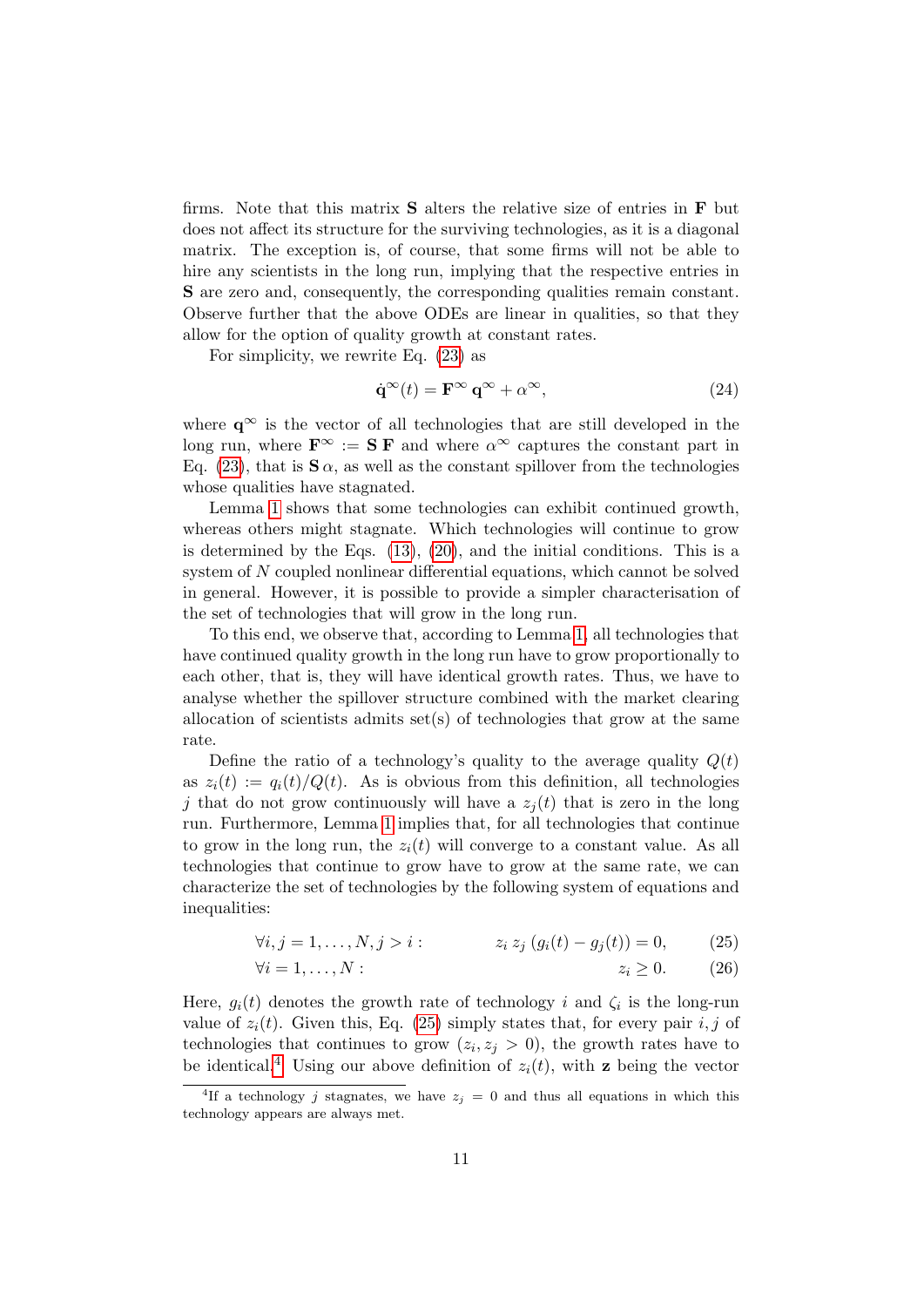firms. Note that this matrix $\mathbf{S}$ alters the relative size of entries in $\mathbf{F}$ but does not affect its structure for the surviving technologies, as it is a diagonal matrix. The exception is, of course, that some firms will not be able to hire any scientists in the long run, implying that the respective entries in $\mathbf{S}$ are zero and, consequently, the corresponding qualities remain constant. Observe further that the above ODEs are linear in qualities, so that they allow for the option of quality growth at constant rates.

For simplicity, we rewrite Eq. (23) as

$$\dot{\mathbf{q}}^{\infty}(t) = \mathbf{F}^{\infty}\,\mathbf{q}^{\infty} + \alpha^{\infty}, \tag{24}$$

where $\mathbf{q}^{\infty}$ is the vector of all technologies that are still developed in the long run, where $\mathbf{F}^{\infty} := \mathbf{S}\,\mathbf{F}$ and where $\alpha^{\infty}$ captures the constant part in Eq. (23), that is $\mathbf{S}\,\alpha$, as well as the constant spillover from the technologies whose qualities have stagnated.

Lemma 1 shows that some technologies can exhibit continued growth, whereas others might stagnate. Which technologies will continue to grow is determined by the Eqs. (13), (20), and the initial conditions. This is a system of $N$ coupled nonlinear differential equations, which cannot be solved in general. However, it is possible to provide a simpler characterisation of the set of technologies that will grow in the long run.

To this end, we observe that, according to Lemma 1, all technologies that have continued quality growth in the long run have to grow proportionally to each other, that is, they will have identical growth rates. Thus, we have to analyse whether the spillover structure combined with the market clearing allocation of scientists admits set(s) of technologies that grow at the same rate.

Define the ratio of a technology's quality to the average quality $Q(t)$ as $z_i(t) := q_i(t)/Q(t)$. As is obvious from this definition, all technologies $j$ that do not grow continuously will have a $z_j(t)$ that is zero in the long run. Furthermore, Lemma 1 implies that, for all technologies that continue to grow in the long run, the $z_i(t)$ will converge to a constant value. As all technologies that continue to grow have to grow at the same rate, we can characterize the set of technologies by the following system of equations and inequalities:

$$\forall i, j = 1, \ldots, N, j > i: \qquad z_i\, z_j\, (g_i(t) - g_j(t)) = 0, \tag{25}$$

$$\forall i = 1, \ldots, N: \qquad z_i \geq 0. \tag{26}$$

Here, $g_i(t)$ denotes the growth rate of technology $i$ and $\zeta_i$ is the long-run value of $z_i(t)$. Given this, Eq. (25) simply states that, for every pair $i, j$ of technologies that continues to grow ($z_i, z_j > 0$), the growth rates have to be identical.[4] Using our above definition of $z_i(t)$, with $\mathbf{z}$ being the vector

[4] If a technology $j$ stagnates, we have $z_j = 0$ and thus all equations in which this technology appears are always met.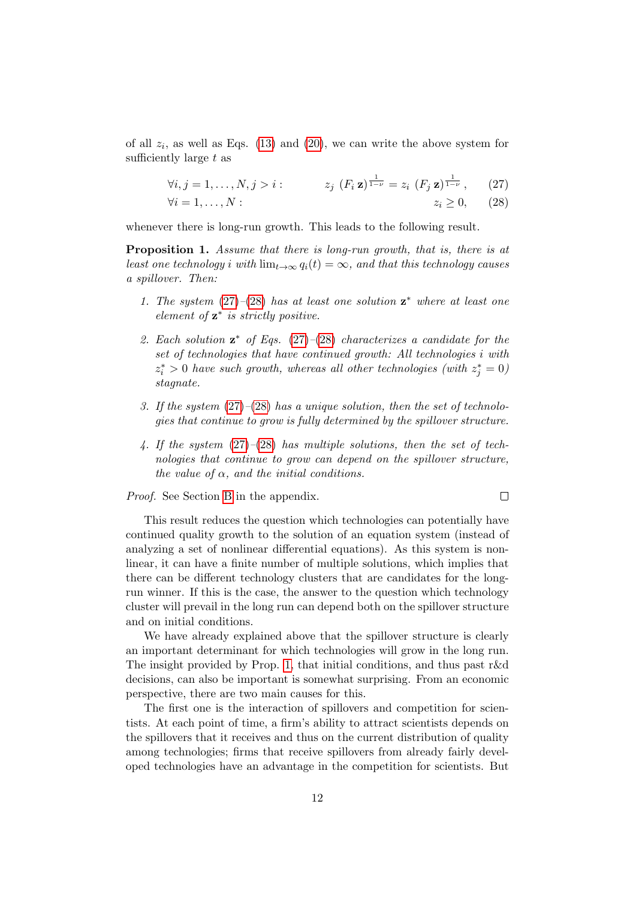of all $z_i$, as well as Eqs. (13) and (20), we can write the above system for sufficiently large $t$ as

$$\forall i, j = 1, \ldots, N, j > i: \qquad z_j \, (F_i \, \mathbf{z})^{\frac{1}{1-\nu}} = z_i \, (F_j \, \mathbf{z})^{\frac{1}{1-\nu}}, \tag{27}$$

$$\forall i = 1, \ldots, N: \qquad z_i \geq 0, \tag{28}$$

whenever there is long-run growth. This leads to the following result.

**Proposition 1.** *Assume that there is long-run growth, that is, there is at least one technology $i$ with $\lim_{t\to\infty} q_i(t) = \infty$, and that this technology causes a spillover. Then:*

1. *The system (27)–(28) has at least one solution $\mathbf{z}^*$ where at least one element of $\mathbf{z}^*$ is strictly positive.*
2. *Each solution $\mathbf{z}^*$ of Eqs. (27)–(28) characterizes a candidate for the set of technologies that have continued growth: All technologies $i$ with $z_i^* > 0$ have such growth, whereas all other technologies (with $z_j^* = 0$) stagnate.*
3. *If the system (27)–(28) has a unique solution, then the set of technologies that continue to grow is fully determined by the spillover structure.*
4. *If the system (27)–(28) has multiple solutions, then the set of technologies that continue to grow can depend on the spillover structure, the value of $\alpha$, and the initial conditions.*

*Proof.* See Section B in the appendix. □

This result reduces the question which technologies can potentially have continued quality growth to the solution of an equation system (instead of analyzing a set of nonlinear differential equations). As this system is nonlinear, it can have a finite number of multiple solutions, which implies that there can be different technology clusters that are candidates for the long-run winner. If this is the case, the answer to the question which technology cluster will prevail in the long run can depend both on the spillover structure and on initial conditions.

We have already explained above that the spillover structure is clearly an important determinant for which technologies will grow in the long run. The insight provided by Prop. 1, that initial conditions, and thus past r&d decisions, can also be important is somewhat surprising. From an economic perspective, there are two main causes for this.

The first one is the interaction of spillovers and competition for scientists. At each point of time, a firm's ability to attract scientists depends on the spillovers that it receives and thus on the current distribution of quality among technologies; firms that receive spillovers from already fairly developed technologies have an advantage in the competition for scientists. But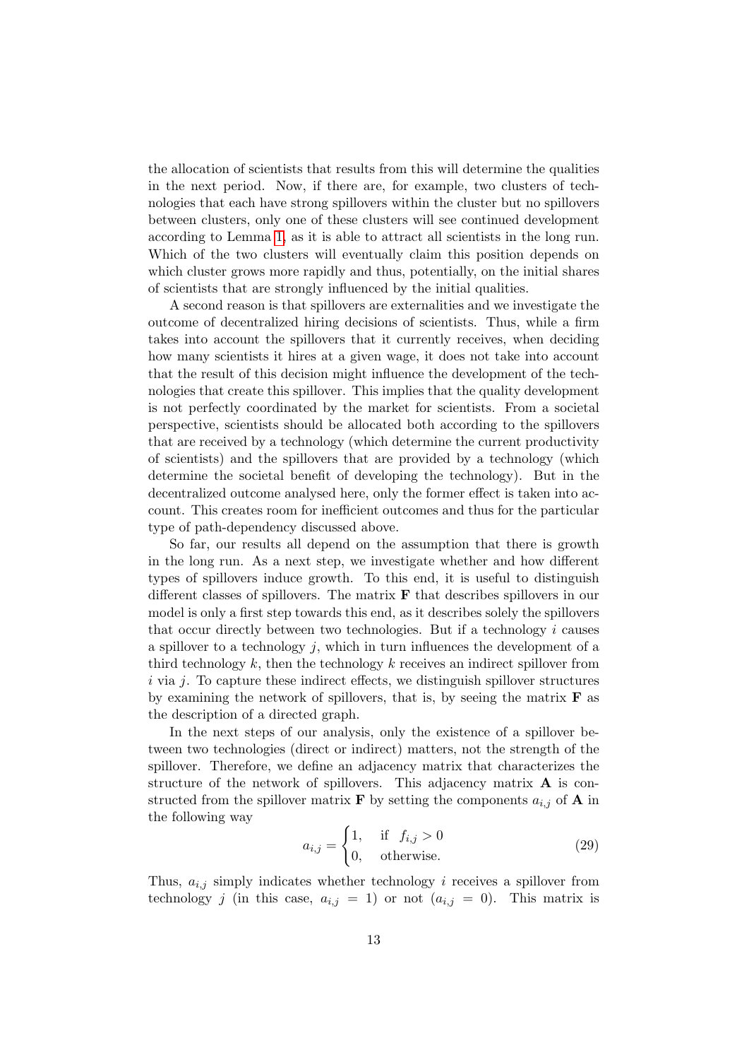the allocation of scientists that results from this will determine the qualities in the next period. Now, if there are, for example, two clusters of technologies that each have strong spillovers within the cluster but no spillovers between clusters, only one of these clusters will see continued development according to Lemma 1, as it is able to attract all scientists in the long run. Which of the two clusters will eventually claim this position depends on which cluster grows more rapidly and thus, potentially, on the initial shares of scientists that are strongly influenced by the initial qualities.

A second reason is that spillovers are externalities and we investigate the outcome of decentralized hiring decisions of scientists. Thus, while a firm takes into account the spillovers that it currently receives, when deciding how many scientists it hires at a given wage, it does not take into account that the result of this decision might influence the development of the technologies that create this spillover. This implies that the quality development is not perfectly coordinated by the market for scientists. From a societal perspective, scientists should be allocated both according to the spillovers that are received by a technology (which determine the current productivity of scientists) and the spillovers that are provided by a technology (which determine the societal benefit of developing the technology). But in the decentralized outcome analysed here, only the former effect is taken into account. This creates room for inefficient outcomes and thus for the particular type of path-dependency discussed above.

So far, our results all depend on the assumption that there is growth in the long run. As a next step, we investigate whether and how different types of spillovers induce growth. To this end, it is useful to distinguish different classes of spillovers. The matrix $\mathbf{F}$ that describes spillovers in our model is only a first step towards this end, as it describes solely the spillovers that occur directly between two technologies. But if a technology $i$ causes a spillover to a technology $j$, which in turn influences the development of a third technology $k$, then the technology $k$ receives an indirect spillover from $i$ via $j$. To capture these indirect effects, we distinguish spillover structures by examining the network of spillovers, that is, by seeing the matrix $\mathbf{F}$ as the description of a directed graph.

In the next steps of our analysis, only the existence of a spillover between two technologies (direct or indirect) matters, not the strength of the spillover. Therefore, we define an adjacency matrix that characterizes the structure of the network of spillovers. This adjacency matrix $\mathbf{A}$ is constructed from the spillover matrix $\mathbf{F}$ by setting the components $a_{i,j}$ of $\mathbf{A}$ in the following way

$$a_{i,j} = \begin{cases} 1, & \text{if } \ f_{i,j} > 0 \\ 0, & \text{otherwise.} \end{cases} \tag{29}$$

Thus, $a_{i,j}$ simply indicates whether technology $i$ receives a spillover from technology $j$ (in this case, $a_{i,j} = 1$) or not ($a_{i,j} = 0$). This matrix is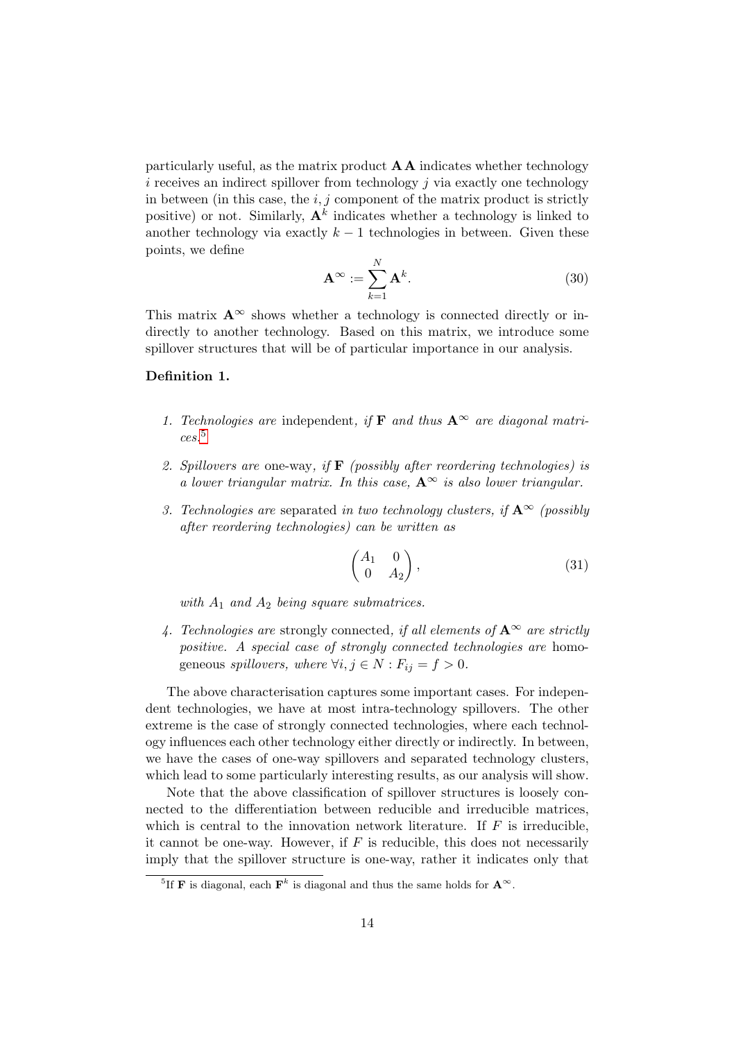particularly useful, as the matrix product $\mathbf{A}\,\mathbf{A}$ indicates whether technology $i$ receives an indirect spillover from technology $j$ via exactly one technology in between (in this case, the $i, j$ component of the matrix product is strictly positive) or not. Similarly, $\mathbf{A}^k$ indicates whether a technology is linked to another technology via exactly $k-1$ technologies in between. Given these points, we define

$$\mathbf{A}^{\infty} := \sum_{k=1}^{N} \mathbf{A}^k. \tag{30}$$

This matrix $\mathbf{A}^{\infty}$ shows whether a technology is connected directly or indirectly to another technology. Based on this matrix, we introduce some spillover structures that will be of particular importance in our analysis.

**Definition 1.**

1. *Technologies are* independent*, if* $\mathbf{F}$ *and thus* $\mathbf{A}^{\infty}$ *are diagonal matrices.*[5]

2. *Spillovers are* one-way*, if* $\mathbf{F}$ *(possibly after reordering technologies) is a lower triangular matrix. In this case,* $\mathbf{A}^{\infty}$ *is also lower triangular.*

3. *Technologies are* separated *in two technology clusters, if* $\mathbf{A}^{\infty}$ *(possibly after reordering technologies) can be written as*

$$\begin{pmatrix} A_1 & 0 \\ 0 & A_2 \end{pmatrix}, \tag{31}$$

*with* $A_1$ *and* $A_2$ *being square submatrices.*

4. *Technologies are* strongly connected*, if all elements of* $\mathbf{A}^{\infty}$ *are strictly positive. A special case of strongly connected technologies are* homogeneous *spillovers, where* $\forall i, j \in N : F_{ij} = f > 0$.

The above characterisation captures some important cases. For independent technologies, we have at most intra-technology spillovers. The other extreme is the case of strongly connected technologies, where each technology influences each other technology either directly or indirectly. In between, we have the cases of one-way spillovers and separated technology clusters, which lead to some particularly interesting results, as our analysis will show.

Note that the above classification of spillover structures is loosely connected to the differentiation between reducible and irreducible matrices, which is central to the innovation network literature. If $F$ is irreducible, it cannot be one-way. However, if $F$ is reducible, this does not necessarily imply that the spillover structure is one-way, rather it indicates only that

[5] If $\mathbf{F}$ is diagonal, each $\mathbf{F}^k$ is diagonal and thus the same holds for $\mathbf{A}^{\infty}$.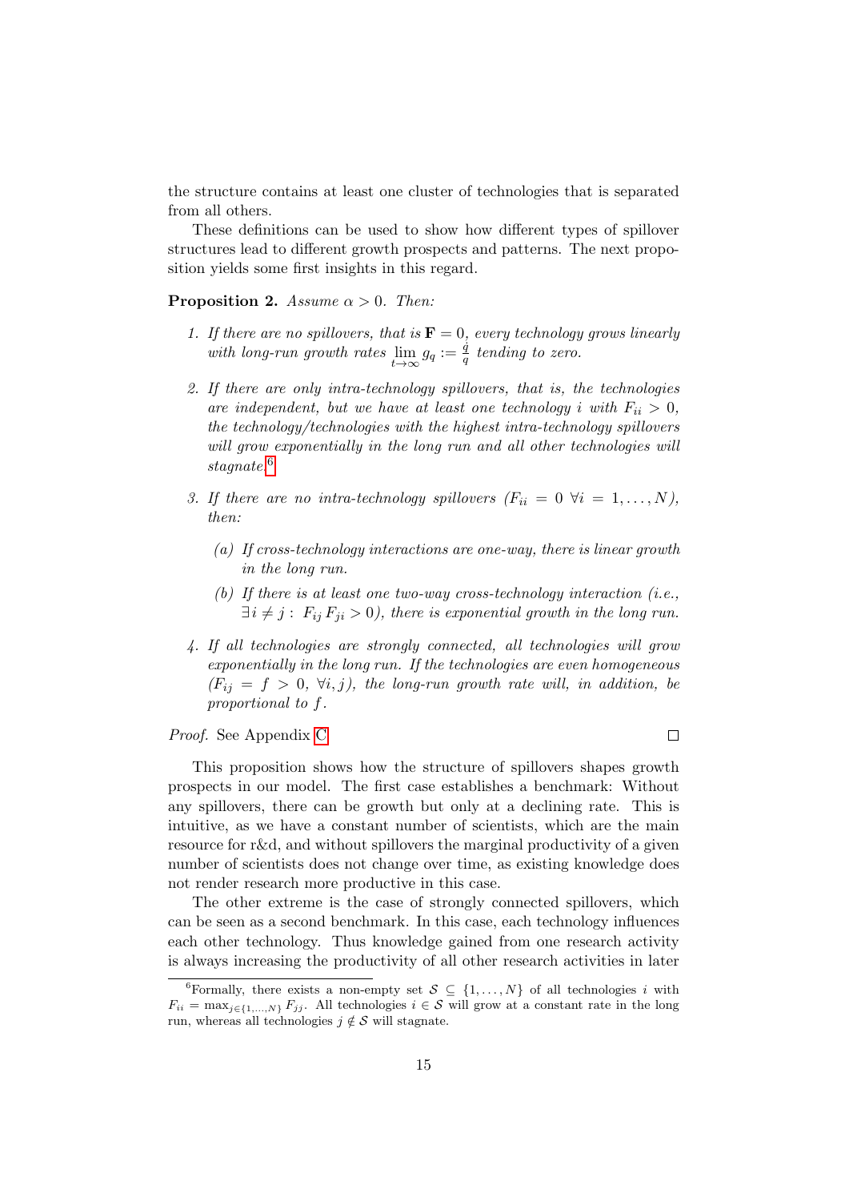the structure contains at least one cluster of technologies that is separated from all others.

These definitions can be used to show how different types of spillover structures lead to different growth prospects and patterns. The next proposition yields some first insights in this regard.

**Proposition 2.** *Assume $\alpha > 0$. Then:*

1. *If there are no spillovers, that is $\mathbf{F} = 0$, every technology grows linearly with long-run growth rates $\lim_{t\to\infty} g_q := \frac{\dot{q}}{q}$ tending to zero.*

2. *If there are only intra-technology spillovers, that is, the technologies are independent, but we have at least one technology $i$ with $F_{ii} > 0$, the technology/technologies with the highest intra-technology spillovers will grow exponentially in the long run and all other technologies will stagnate.*[6]

3. *If there are no intra-technology spillovers ($F_{ii} = 0 \ \forall i = 1, \ldots, N$), then:*

   (a) *If cross-technology interactions are one-way, there is linear growth in the long run.*

   (b) *If there is at least one two-way cross-technology interaction (i.e., $\exists i \neq j : \ F_{ij} F_{ji} > 0$), there is exponential growth in the long run.*

4. *If all technologies are strongly connected, all technologies will grow exponentially in the long run. If the technologies are even homogeneous ($F_{ij} = f > 0, \ \forall i, j$), the long-run growth rate will, in addition, be proportional to $f$.*

*Proof.* See Appendix C. □

This proposition shows how the structure of spillovers shapes growth prospects in our model. The first case establishes a benchmark: Without any spillovers, there can be growth but only at a declining rate. This is intuitive, as we have a constant number of scientists, which are the main resource for r&d, and without spillovers the marginal productivity of a given number of scientists does not change over time, as existing knowledge does not render research more productive in this case.

The other extreme is the case of strongly connected spillovers, which can be seen as a second benchmark. In this case, each technology influences each other technology. Thus knowledge gained from one research activity is always increasing the productivity of all other research activities in later

[6] Formally, there exists a non-empty set $\mathcal{S} \subseteq \{1, \ldots, N\}$ of all technologies $i$ with $F_{ii} = \max_{j\in\{1,\ldots,N\}} F_{jj}$. All technologies $i \in \mathcal{S}$ will grow at a constant rate in the long run, whereas all technologies $j \notin \mathcal{S}$ will stagnate.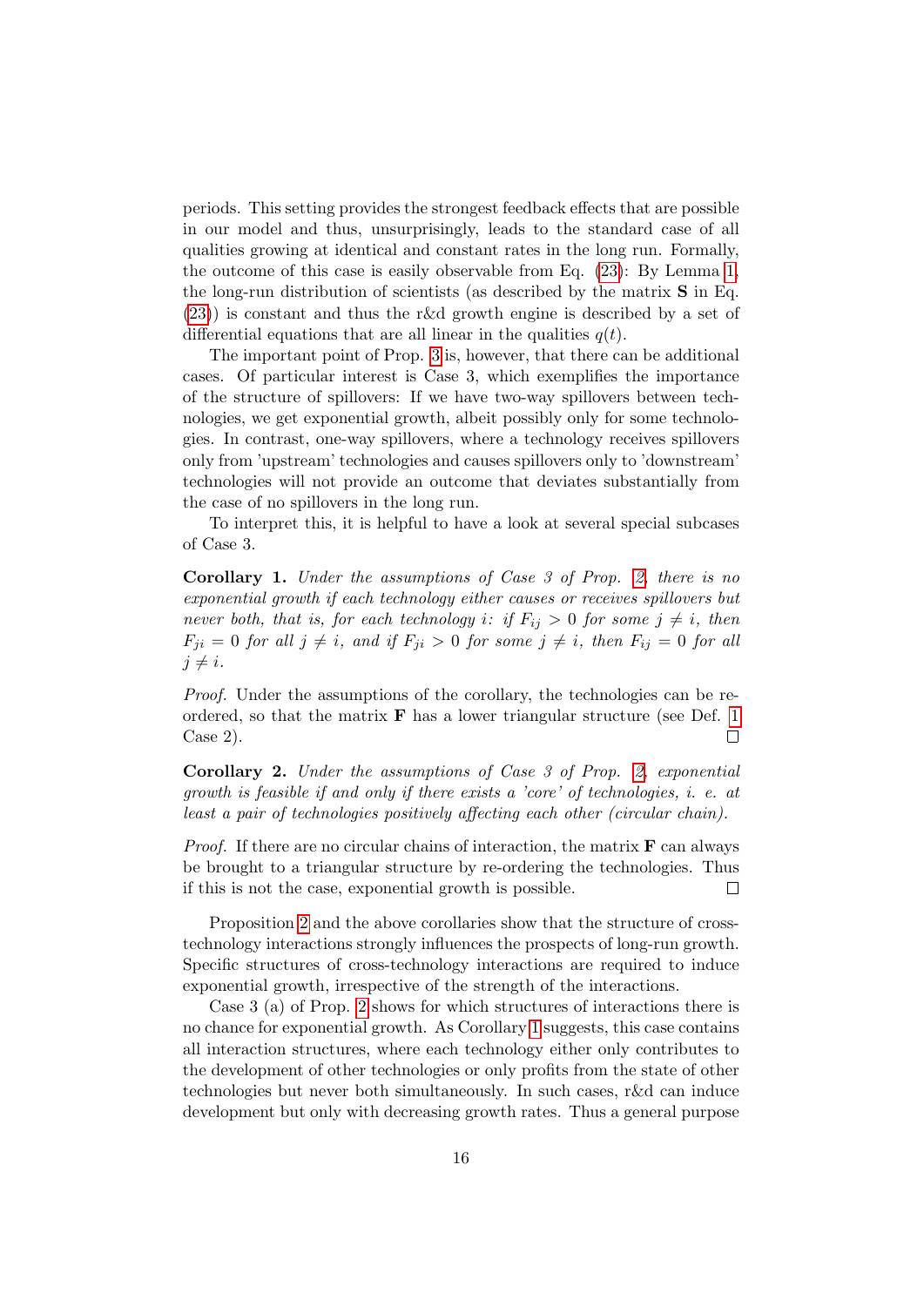periods. This setting provides the strongest feedback effects that are possible in our model and thus, unsurprisingly, leads to the standard case of all qualities growing at identical and constant rates in the long run. Formally, the outcome of this case is easily observable from Eq. (23): By Lemma 1, the long-run distribution of scientists (as described by the matrix $\mathbf{S}$ in Eq. (23)) is constant and thus the r&d growth engine is described by a set of differential equations that are all linear in the qualities $q(t)$.

The important point of Prop. 3 is, however, that there can be additional cases. Of particular interest is Case 3, which exemplifies the importance of the structure of spillovers: If we have two-way spillovers between technologies, we get exponential growth, albeit possibly only for some technologies. In contrast, one-way spillovers, where a technology receives spillovers only from 'upstream' technologies and causes spillovers only to 'downstream' technologies will not provide an outcome that deviates substantially from the case of no spillovers in the long run.

To interpret this, it is helpful to have a look at several special subcases of Case 3.

**Corollary 1.** *Under the assumptions of Case 3 of Prop. 2, there is no exponential growth if each technology either causes or receives spillovers but never both, that is, for each technology $i$: if $F_{ij} > 0$ for some $j \neq i$, then $F_{ji} = 0$ for all $j \neq i$, and if $F_{ji} > 0$ for some $j \neq i$, then $F_{ij} = 0$ for all $j \neq i$.*

*Proof.* Under the assumptions of the corollary, the technologies can be re-ordered, so that the matrix $\mathbf{F}$ has a lower triangular structure (see Def. 1 Case 2). □

**Corollary 2.** *Under the assumptions of Case 3 of Prop. 2, exponential growth is feasible if and only if there exists a 'core' of technologies, i. e. at least a pair of technologies positively affecting each other (circular chain).*

*Proof.* If there are no circular chains of interaction, the matrix $\mathbf{F}$ can always be brought to a triangular structure by re-ordering the technologies. Thus if this is not the case, exponential growth is possible. □

Proposition 2 and the above corollaries show that the structure of cross-technology interactions strongly influences the prospects of long-run growth. Specific structures of cross-technology interactions are required to induce exponential growth, irrespective of the strength of the interactions.

Case 3 (a) of Prop. 2 shows for which structures of interactions there is no chance for exponential growth. As Corollary 1 suggests, this case contains all interaction structures, where each technology either only contributes to the development of other technologies or only profits from the state of other technologies but never both simultaneously. In such cases, r&d can induce development but only with decreasing growth rates. Thus a general purpose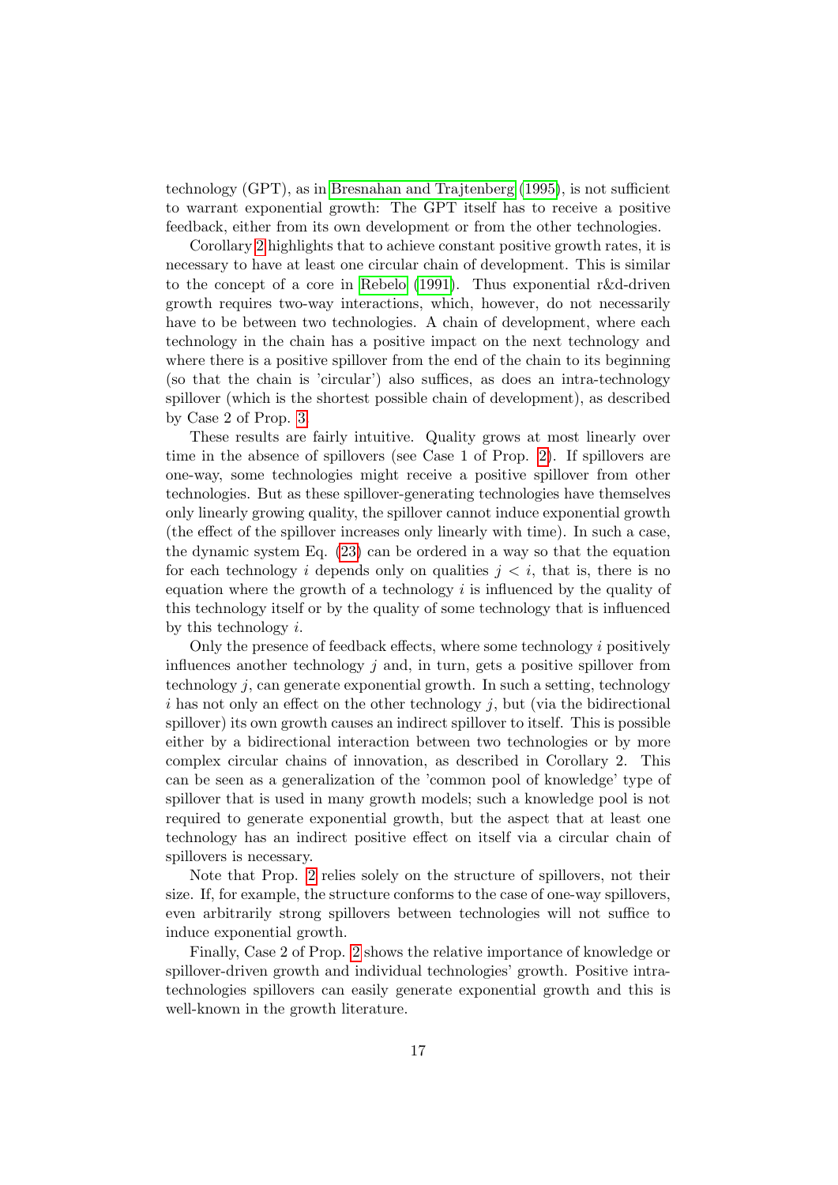technology (GPT), as in Bresnahan and Trajtenberg (1995), is not sufficient to warrant exponential growth: The GPT itself has to receive a positive feedback, either from its own development or from the other technologies.

Corollary 2 highlights that to achieve constant positive growth rates, it is necessary to have at least one circular chain of development. This is similar to the concept of a core in Rebelo (1991). Thus exponential r&d-driven growth requires two-way interactions, which, however, do not necessarily have to be between two technologies. A chain of development, where each technology in the chain has a positive impact on the next technology and where there is a positive spillover from the end of the chain to its beginning (so that the chain is 'circular') also suffices, as does an intra-technology spillover (which is the shortest possible chain of development), as described by Case 2 of Prop. 3.

These results are fairly intuitive. Quality grows at most linearly over time in the absence of spillovers (see Case 1 of Prop. 2). If spillovers are one-way, some technologies might receive a positive spillover from other technologies. But as these spillover-generating technologies have themselves only linearly growing quality, the spillover cannot induce exponential growth (the effect of the spillover increases only linearly with time). In such a case, the dynamic system Eq. (23) can be ordered in a way so that the equation for each technology $i$ depends only on qualities $j < i$, that is, there is no equation where the growth of a technology $i$ is influenced by the quality of this technology itself or by the quality of some technology that is influenced by this technology $i$.

Only the presence of feedback effects, where some technology $i$ positively influences another technology $j$ and, in turn, gets a positive spillover from technology $j$, can generate exponential growth. In such a setting, technology $i$ has not only an effect on the other technology $j$, but (via the bidirectional spillover) its own growth causes an indirect spillover to itself. This is possible either by a bidirectional interaction between two technologies or by more complex circular chains of innovation, as described in Corollary 2. This can be seen as a generalization of the 'common pool of knowledge' type of spillover that is used in many growth models; such a knowledge pool is not required to generate exponential growth, but the aspect that at least one technology has an indirect positive effect on itself via a circular chain of spillovers is necessary.

Note that Prop. 2 relies solely on the structure of spillovers, not their size. If, for example, the structure conforms to the case of one-way spillovers, even arbitrarily strong spillovers between technologies will not suffice to induce exponential growth.

Finally, Case 2 of Prop. 2 shows the relative importance of knowledge or spillover-driven growth and individual technologies' growth. Positive intra-technologies spillovers can easily generate exponential growth and this is well-known in the growth literature.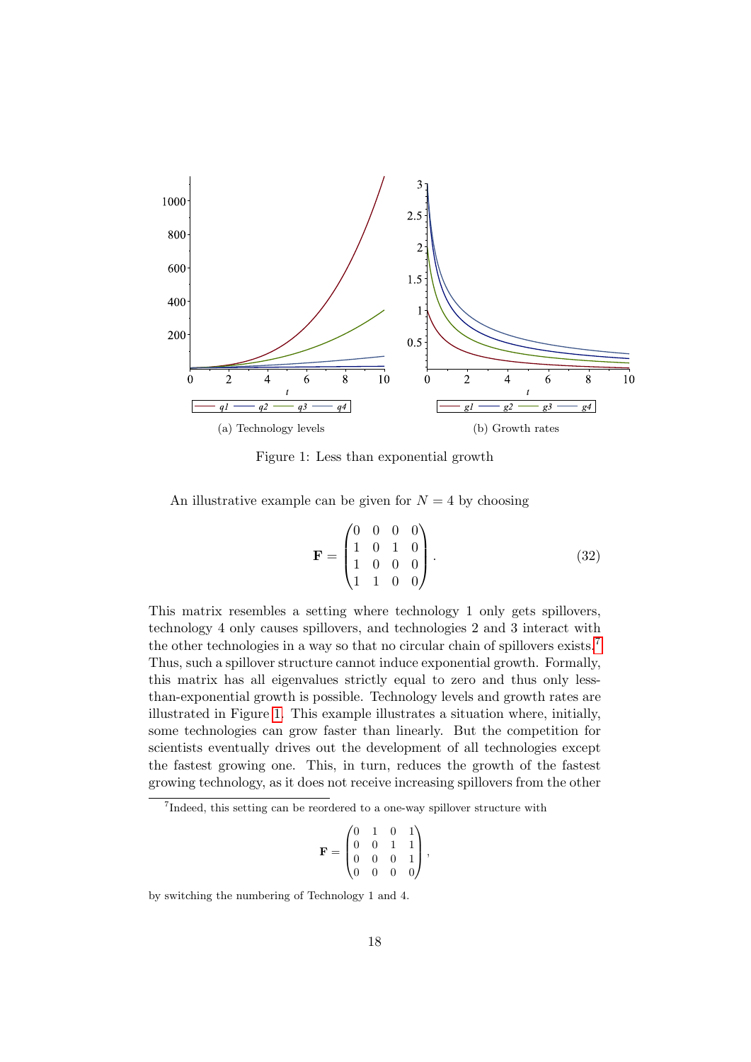(a) Technology levels

(b) Growth rates

Figure 1: Less than exponential growth

An illustrative example can be given for $N = 4$ by choosing

$$\mathbf{F} = \begin{pmatrix} 0 & 0 & 0 & 0 \\ 1 & 0 & 1 & 0 \\ 1 & 0 & 0 & 0 \\ 1 & 1 & 0 & 0 \end{pmatrix}. \tag{32}$$

This matrix resembles a setting where technology 1 only gets spillovers, technology 4 only causes spillovers, and technologies 2 and 3 interact with the other technologies in a way so that no circular chain of spillovers exists.[7] Thus, such a spillover structure cannot induce exponential growth. Formally, this matrix has all eigenvalues strictly equal to zero and thus only less-than-exponential growth is possible. Technology levels and growth rates are illustrated in Figure 1. This example illustrates a situation where, initially, some technologies can grow faster than linearly. But the competition for scientists eventually drives out the development of all technologies except the fastest growing one. This, in turn, reduces the growth of the fastest growing technology, as it does not receive increasing spillovers from the other

[7] Indeed, this setting can be reordered to a one-way spillover structure with

$$\mathbf{F} = \begin{pmatrix} 0 & 1 & 0 & 1 \\ 0 & 0 & 1 & 1 \\ 0 & 0 & 0 & 1 \\ 0 & 0 & 0 & 0 \end{pmatrix},$$

by switching the numbering of Technology 1 and 4.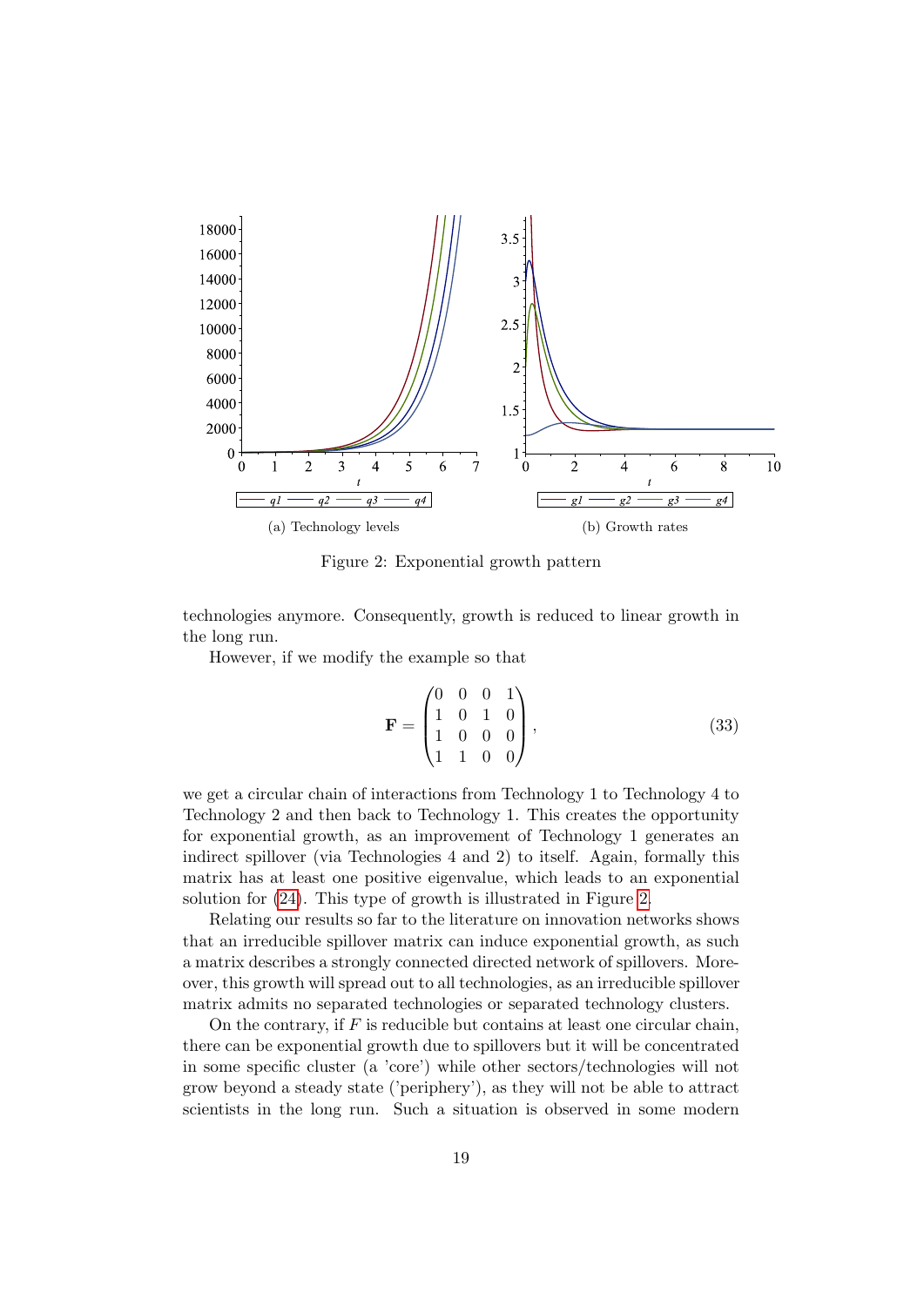Figure 2: Exponential growth pattern

(a) Technology levels

(b) Growth rates

technologies anymore. Consequently, growth is reduced to linear growth in the long run.

However, if we modify the example so that

$$\mathbf{F} = \begin{pmatrix} 0 & 0 & 0 & 1 \\ 1 & 0 & 1 & 0 \\ 1 & 0 & 0 & 0 \\ 1 & 1 & 0 & 0 \end{pmatrix}, \tag{33}$$

we get a circular chain of interactions from Technology 1 to Technology 4 to Technology 2 and then back to Technology 1. This creates the opportunity for exponential growth, as an improvement of Technology 1 generates an indirect spillover (via Technologies 4 and 2) to itself. Again, formally this matrix has at least one positive eigenvalue, which leads to an exponential solution for (24). This type of growth is illustrated in Figure 2.

Relating our results so far to the literature on innovation networks shows that an irreducible spillover matrix can induce exponential growth, as such a matrix describes a strongly connected directed network of spillovers. Moreover, this growth will spread out to all technologies, as an irreducible spillover matrix admits no separated technologies or separated technology clusters.

On the contrary, if $F$ is reducible but contains at least one circular chain, there can be exponential growth due to spillovers but it will be concentrated in some specific cluster (a 'core') while other sectors/technologies will not grow beyond a steady state ('periphery'), as they will not be able to attract scientists in the long run. Such a situation is observed in some modern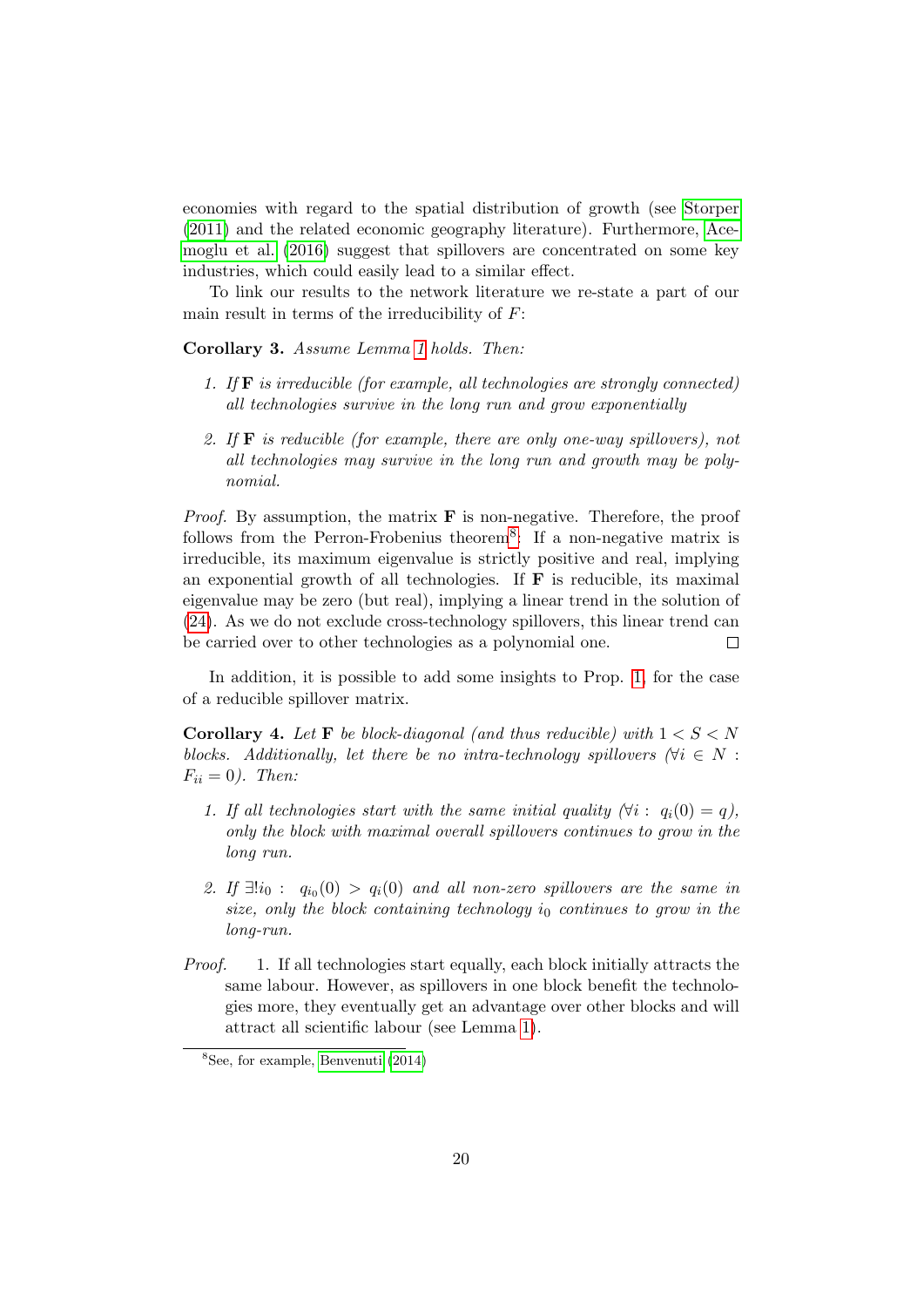economies with regard to the spatial distribution of growth (see Storper (2011) and the related economic geography literature). Furthermore, Acemoglu et al. (2016) suggest that spillovers are concentrated on some key industries, which could easily lead to a similar effect.

To link our results to the network literature we re-state a part of our main result in terms of the irreducibility of $F$:

**Corollary 3.** *Assume Lemma 1 holds. Then:*

1. *If* $\mathbf{F}$ *is irreducible (for example, all technologies are strongly connected) all technologies survive in the long run and grow exponentially*
2. *If* $\mathbf{F}$ *is reducible (for example, there are only one-way spillovers), not all technologies may survive in the long run and growth may be polynomial.*

*Proof.* By assumption, the matrix $\mathbf{F}$ is non-negative. Therefore, the proof follows from the Perron-Frobenius theorem[8]. If a non-negative matrix is irreducible, its maximum eigenvalue is strictly positive and real, implying an exponential growth of all technologies. If $\mathbf{F}$ is reducible, its maximal eigenvalue may be zero (but real), implying a linear trend in the solution of (24). As we do not exclude cross-technology spillovers, this linear trend can be carried over to other technologies as a polynomial one. □

In addition, it is possible to add some insights to Prop. 1, for the case of a reducible spillover matrix.

**Corollary 4.** *Let* $\mathbf{F}$ *be block-diagonal (and thus reducible) with* $1 < S < N$ *blocks. Additionally, let there be no intra-technology spillovers* ($\forall i \in N: F_{ii} = 0$)*. Then:*

1. *If all technologies start with the same initial quality* ($\forall i: \; q_i(0) = q$)*, only the block with maximal overall spillovers continues to grow in the long run.*
2. *If* $\exists! i_0: \; q_{i_0}(0) > q_i(0)$ *and all non-zero spillovers are the same in size, only the block containing technology* $i_0$ *continues to grow in the long-run.*

*Proof.* 1. If all technologies start equally, each block initially attracts the same labour. However, as spillovers in one block benefit the technologies more, they eventually get an advantage over other blocks and will attract all scientific labour (see Lemma 1).

[8] See, for example, Benvenuti (2014)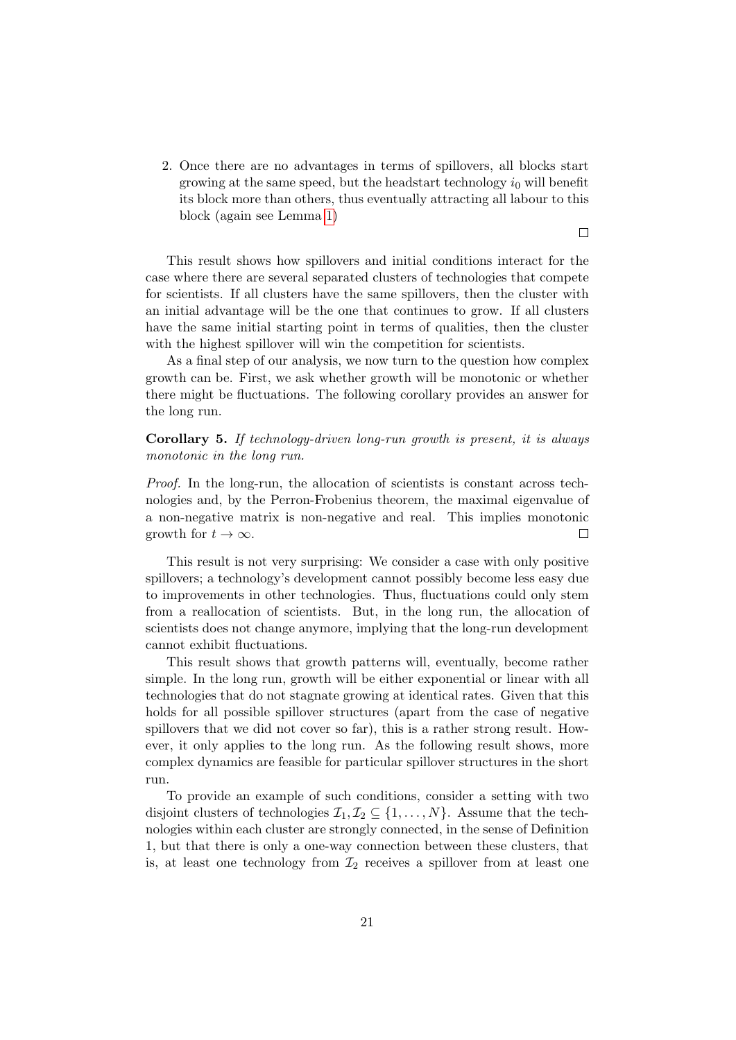2. Once there are no advantages in terms of spillovers, all blocks start growing at the same speed, but the headstart technology $i_0$ will benefit its block more than others, thus eventually attracting all labour to this block (again see Lemma 1)

□

This result shows how spillovers and initial conditions interact for the case where there are several separated clusters of technologies that compete for scientists. If all clusters have the same spillovers, then the cluster with an initial advantage will be the one that continues to grow. If all clusters have the same initial starting point in terms of qualities, then the cluster with the highest spillover will win the competition for scientists.

As a final step of our analysis, we now turn to the question how complex growth can be. First, we ask whether growth will be monotonic or whether there might be fluctuations. The following corollary provides an answer for the long run.

**Corollary 5.** *If technology-driven long-run growth is present, it is always monotonic in the long run.*

*Proof.* In the long-run, the allocation of scientists is constant across technologies and, by the Perron-Frobenius theorem, the maximal eigenvalue of a non-negative matrix is non-negative and real. This implies monotonic growth for $t \to \infty$. □

This result is not very surprising: We consider a case with only positive spillovers; a technology's development cannot possibly become less easy due to improvements in other technologies. Thus, fluctuations could only stem from a reallocation of scientists. But, in the long run, the allocation of scientists does not change anymore, implying that the long-run development cannot exhibit fluctuations.

This result shows that growth patterns will, eventually, become rather simple. In the long run, growth will be either exponential or linear with all technologies that do not stagnate growing at identical rates. Given that this holds for all possible spillover structures (apart from the case of negative spillovers that we did not cover so far), this is a rather strong result. However, it only applies to the long run. As the following result shows, more complex dynamics are feasible for particular spillover structures in the short run.

To provide an example of such conditions, consider a setting with two disjoint clusters of technologies $\mathcal{I}_1, \mathcal{I}_2 \subseteq \{1, \ldots, N\}$. Assume that the technologies within each cluster are strongly connected, in the sense of Definition 1, but that there is only a one-way connection between these clusters, that is, at least one technology from $\mathcal{I}_2$ receives a spillover from at least one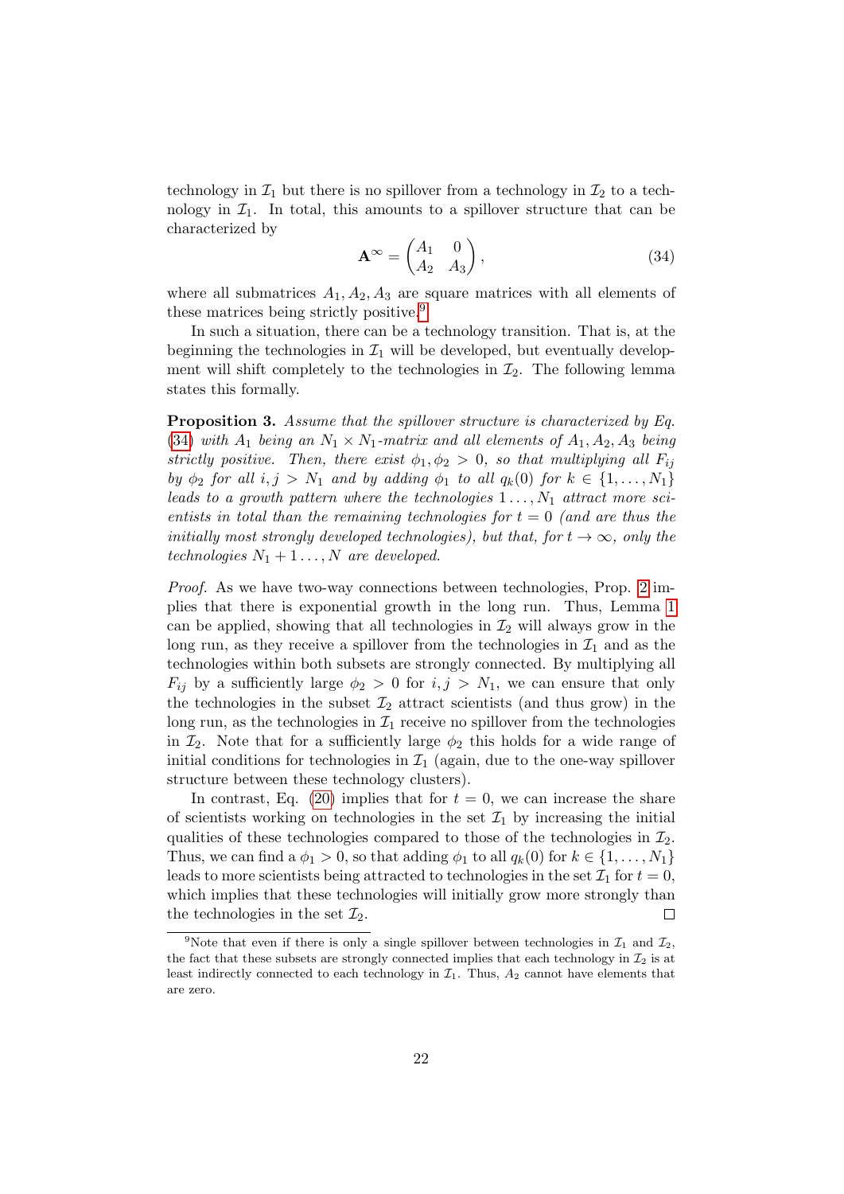technology in $\mathcal{I}_1$ but there is no spillover from a technology in $\mathcal{I}_2$ to a technology in $\mathcal{I}_1$. In total, this amounts to a spillover structure that can be characterized by

$$\mathbf{A}^\infty = \begin{pmatrix} A_1 & 0 \\ A_2 & A_3 \end{pmatrix}, \tag{34}$$

where all submatrices $A_1, A_2, A_3$ are square matrices with all elements of these matrices being strictly positive.[9]

In such a situation, there can be a technology transition. That is, at the beginning the technologies in $\mathcal{I}_1$ will be developed, but eventually development will shift completely to the technologies in $\mathcal{I}_2$. The following lemma states this formally.

**Proposition 3.** *Assume that the spillover structure is characterized by Eq. (34) with $A_1$ being an $N_1 \times N_1$-matrix and all elements of $A_1, A_2, A_3$ being strictly positive. Then, there exist $\phi_1, \phi_2 > 0$, so that multiplying all $F_{ij}$ by $\phi_2$ for all $i, j > N_1$ and by adding $\phi_1$ to all $q_k(0)$ for $k \in \{1, \dots, N_1\}$ leads to a growth pattern where the technologies $1 \dots, N_1$ attract more scientists in total than the remaining technologies for $t = 0$ (and are thus the initially most strongly developed technologies), but that, for $t \to \infty$, only the technologies $N_1 + 1 \dots, N$ are developed.*

*Proof.* As we have two-way connections between technologies, Prop. 2 implies that there is exponential growth in the long run. Thus, Lemma 1 can be applied, showing that all technologies in $\mathcal{I}_2$ will always grow in the long run, as they receive a spillover from the technologies in $\mathcal{I}_1$ and as the technologies within both subsets are strongly connected. By multiplying all $F_{ij}$ by a sufficiently large $\phi_2 > 0$ for $i, j > N_1$, we can ensure that only the technologies in the subset $\mathcal{I}_2$ attract scientists (and thus grow) in the long run, as the technologies in $\mathcal{I}_1$ receive no spillover from the technologies in $\mathcal{I}_2$. Note that for a sufficiently large $\phi_2$ this holds for a wide range of initial conditions for technologies in $\mathcal{I}_1$ (again, due to the one-way spillover structure between these technology clusters).

In contrast, Eq. (20) implies that for $t = 0$, we can increase the share of scientists working on technologies in the set $\mathcal{I}_1$ by increasing the initial qualities of these technologies compared to those of the technologies in $\mathcal{I}_2$. Thus, we can find a $\phi_1 > 0$, so that adding $\phi_1$ to all $q_k(0)$ for $k \in \{1, \dots, N_1\}$ leads to more scientists being attracted to technologies in the set $\mathcal{I}_1$ for $t = 0$, which implies that these technologies will initially grow more strongly than the technologies in the set $\mathcal{I}_2$. □

[9] Note that even if there is only a single spillover between technologies in $\mathcal{I}_1$ and $\mathcal{I}_2$, the fact that these subsets are strongly connected implies that each technology in $\mathcal{I}_2$ is at least indirectly connected to each technology in $\mathcal{I}_1$. Thus, $A_2$ cannot have elements that are zero.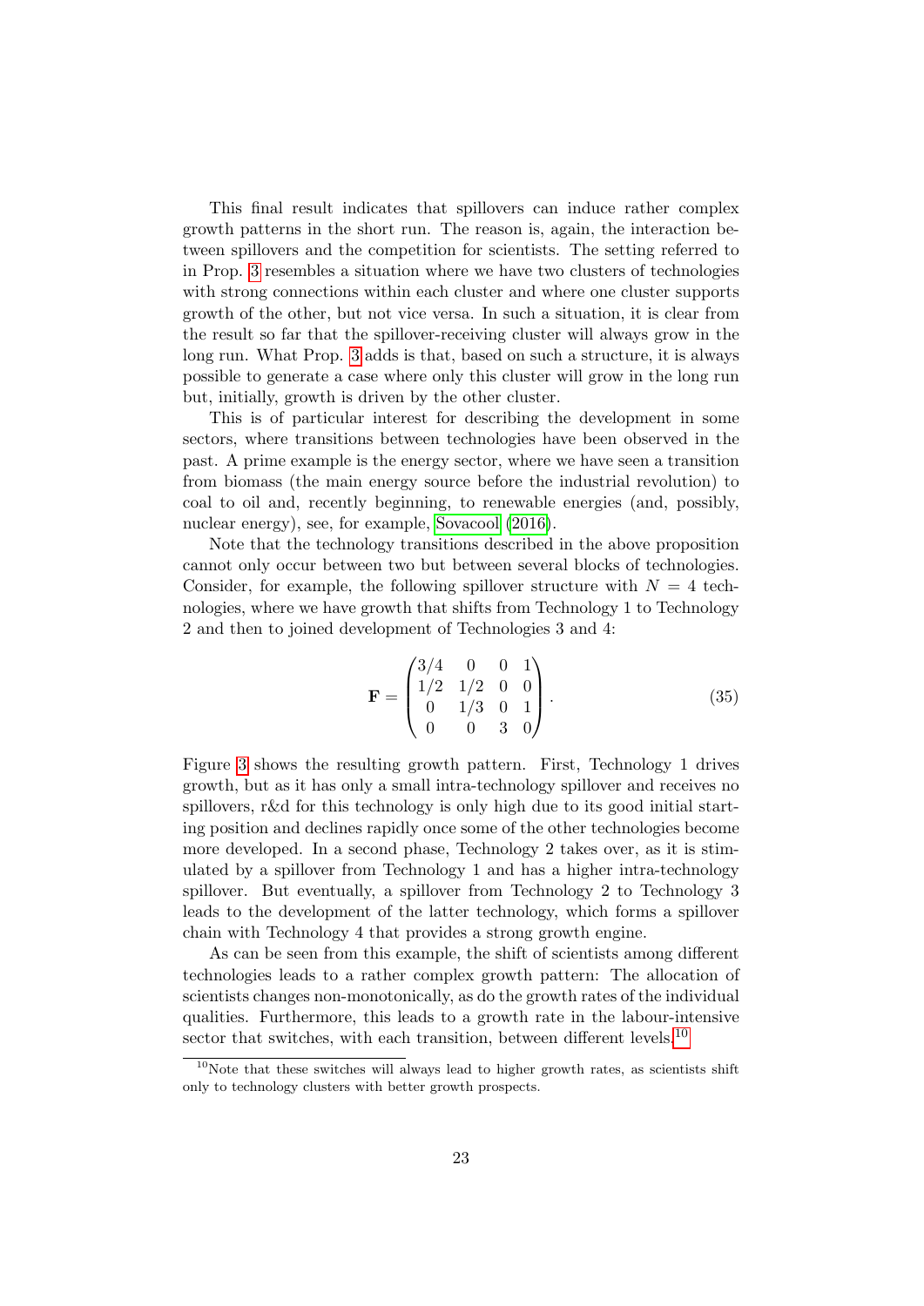This final result indicates that spillovers can induce rather complex growth patterns in the short run. The reason is, again, the interaction between spillovers and the competition for scientists. The setting referred to in Prop. 3 resembles a situation where we have two clusters of technologies with strong connections within each cluster and where one cluster supports growth of the other, but not vice versa. In such a situation, it is clear from the result so far that the spillover-receiving cluster will always grow in the long run. What Prop. 3 adds is that, based on such a structure, it is always possible to generate a case where only this cluster will grow in the long run but, initially, growth is driven by the other cluster.

This is of particular interest for describing the development in some sectors, where transitions between technologies have been observed in the past. A prime example is the energy sector, where we have seen a transition from biomass (the main energy source before the industrial revolution) to coal to oil and, recently beginning, to renewable energies (and, possibly, nuclear energy), see, for example, Sovacool (2016).

Note that the technology transitions described in the above proposition cannot only occur between two but between several blocks of technologies. Consider, for example, the following spillover structure with $N = 4$ technologies, where we have growth that shifts from Technology 1 to Technology 2 and then to joined development of Technologies 3 and 4:

$$\mathbf{F} = \begin{pmatrix} 3/4 & 0 & 0 & 1 \\ 1/2 & 1/2 & 0 & 0 \\ 0 & 1/3 & 0 & 1 \\ 0 & 0 & 3 & 0 \end{pmatrix}. \tag{35}$$

Figure 3 shows the resulting growth pattern. First, Technology 1 drives growth, but as it has only a small intra-technology spillover and receives no spillovers, r&d for this technology is only high due to its good initial starting position and declines rapidly once some of the other technologies become more developed. In a second phase, Technology 2 takes over, as it is stimulated by a spillover from Technology 1 and has a higher intra-technology spillover. But eventually, a spillover from Technology 2 to Technology 3 leads to the development of the latter technology, which forms a spillover chain with Technology 4 that provides a strong growth engine.

As can be seen from this example, the shift of scientists among different technologies leads to a rather complex growth pattern: The allocation of scientists changes non-monotonically, as do the growth rates of the individual qualities. Furthermore, this leads to a growth rate in the labour-intensive sector that switches, with each transition, between different levels.[10]

[10]Note that these switches will always lead to higher growth rates, as scientists shift only to technology clusters with better growth prospects.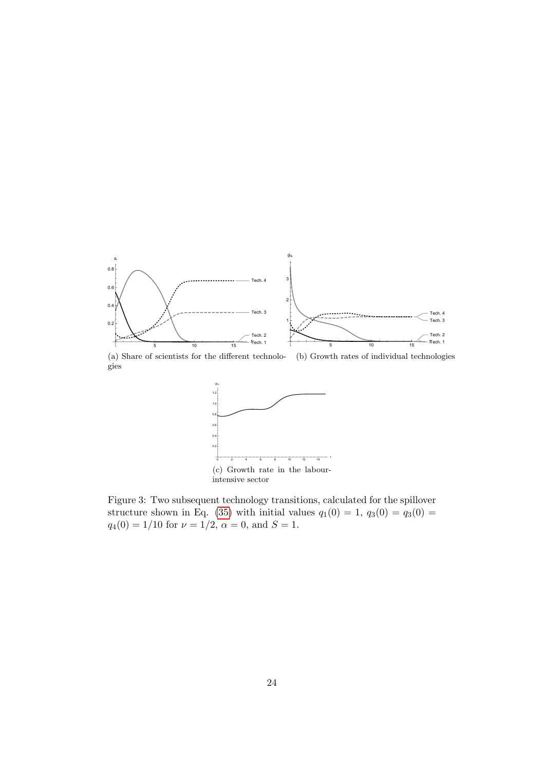(a) Share of scientists for the different technologies

(b) Growth rates of individual technologies

(c) Growth rate in the labour-intensive sector

Figure 3: Two subsequent technology transitions, calculated for the spillover structure shown in Eq. (35) with initial values $q_1(0) = 1$, $q_3(0) = q_3(0) = q_4(0) = 1/10$ for $\nu = 1/2$, $\alpha = 0$, and $S = 1$.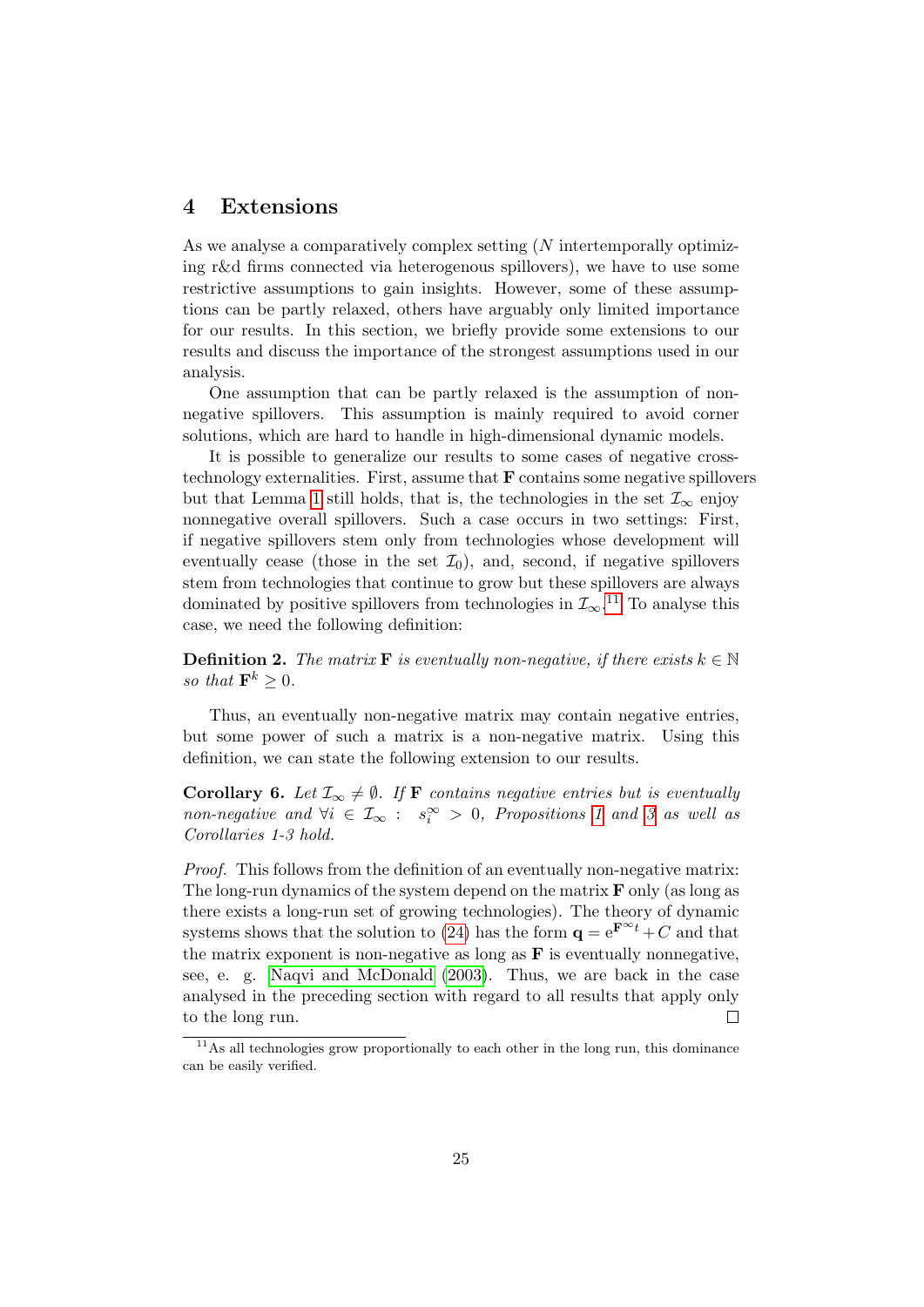## 4 Extensions

As we analyse a comparatively complex setting ($N$ intertemporally optimizing r&d firms connected via heterogenous spillovers), we have to use some restrictive assumptions to gain insights. However, some of these assumptions can be partly relaxed, others have arguably only limited importance for our results. In this section, we briefly provide some extensions to our results and discuss the importance of the strongest assumptions used in our analysis.

One assumption that can be partly relaxed is the assumption of nonnegative spillovers. This assumption is mainly required to avoid corner solutions, which are hard to handle in high-dimensional dynamic models.

It is possible to generalize our results to some cases of negative cross-technology externalities. First, assume that $\mathbf{F}$ contains some negative spillovers but that Lemma 1 still holds, that is, the technologies in the set $\mathcal{I}_\infty$ enjoy nonnegative overall spillovers. Such a case occurs in two settings: First, if negative spillovers stem only from technologies whose development will eventually cease (those in the set $\mathcal{I}_0$), and, second, if negative spillovers stem from technologies that continue to grow but these spillovers are always dominated by positive spillovers from technologies in $\mathcal{I}_\infty$.[11] To analyse this case, we need the following definition:

**Definition 2.** *The matrix $\mathbf{F}$ is eventually non-negative, if there exists $k \in \mathbb{N}$ so that $\mathbf{F}^k \geq 0$.*

Thus, an eventually non-negative matrix may contain negative entries, but some power of such a matrix is a non-negative matrix. Using this definition, we can state the following extension to our results.

**Corollary 6.** *Let $\mathcal{I}_\infty \neq \emptyset$. If $\mathbf{F}$ contains negative entries but is eventually non-negative and $\forall i \in \mathcal{I}_\infty : \; s_i^\infty > 0$, Propositions 1 and 3 as well as Corollaries 1-3 hold.*

*Proof.* This follows from the definition of an eventually non-negative matrix: The long-run dynamics of the system depend on the matrix $\mathbf{F}$ only (as long as there exists a long-run set of growing technologies). The theory of dynamic systems shows that the solution to (24) has the form $\mathbf{q} = \mathrm{e}^{\mathbf{F}^\infty t} + C$ and that the matrix exponent is non-negative as long as $\mathbf{F}$ is eventually nonnegative, see, e. g. Naqvi and McDonald (2003). Thus, we are back in the case analysed in the preceding section with regard to all results that apply only to the long run. $\square$

[11] As all technologies grow proportionally to each other in the long run, this dominance can be easily verified.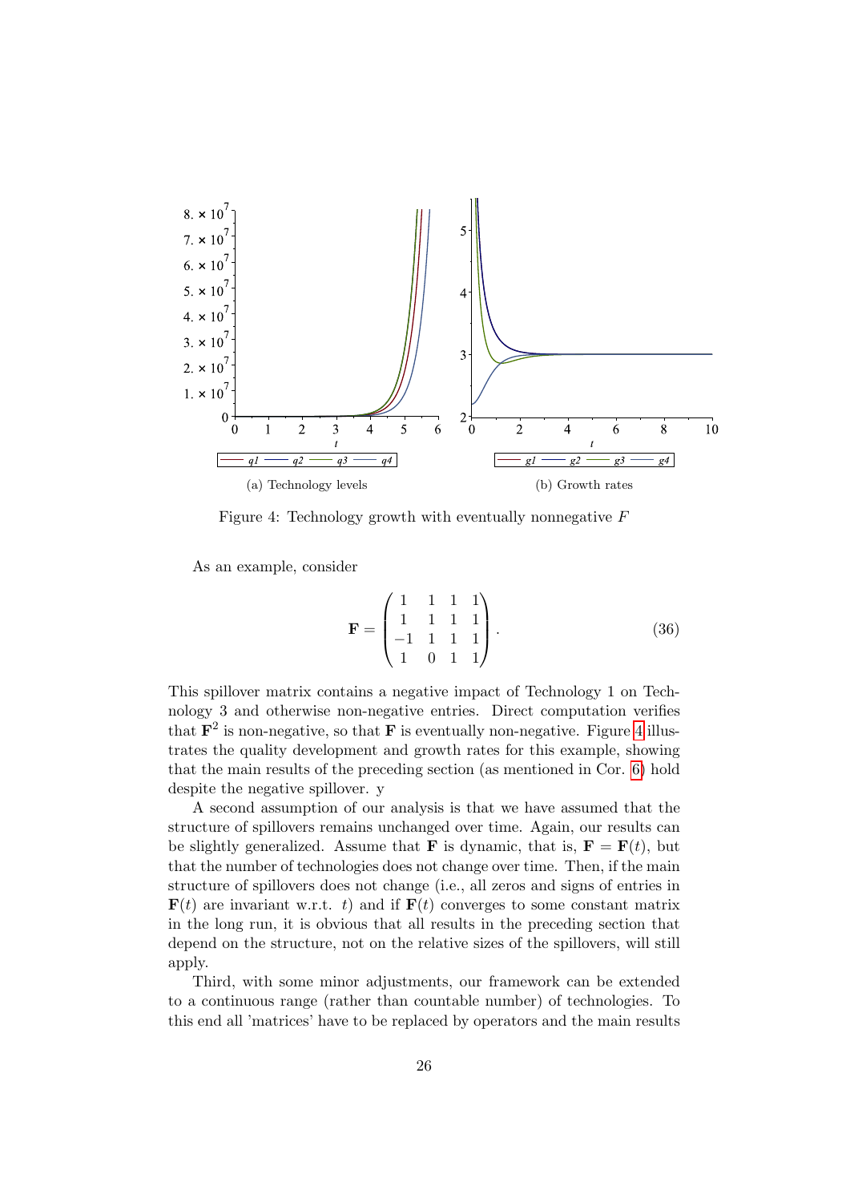Figure 4: Technology growth with eventually nonnegative $F$

(a) Technology levels

(b) Growth rates

As an example, consider

$$\mathbf{F} = \begin{pmatrix} 1 & 1 & 1 & 1 \\ 1 & 1 & 1 & 1 \\ -1 & 1 & 1 & 1 \\ 1 & 0 & 1 & 1 \end{pmatrix}. \tag{36}$$

This spillover matrix contains a negative impact of Technology 1 on Technology 3 and otherwise non-negative entries. Direct computation verifies that $\mathbf{F}^2$ is non-negative, so that $\mathbf{F}$ is eventually non-negative. Figure 4 illustrates the quality development and growth rates for this example, showing that the main results of the preceding section (as mentioned in Cor. 6) hold despite the negative spillover. y

A second assumption of our analysis is that we have assumed that the structure of spillovers remains unchanged over time. Again, our results can be slightly generalized. Assume that $\mathbf{F}$ is dynamic, that is, $\mathbf{F} = \mathbf{F}(t)$, but that the number of technologies does not change over time. Then, if the main structure of spillovers does not change (i.e., all zeros and signs of entries in $\mathbf{F}(t)$ are invariant w.r.t. $t$) and if $\mathbf{F}(t)$ converges to some constant matrix in the long run, it is obvious that all results in the preceding section that depend on the structure, not on the relative sizes of the spillovers, will still apply.

Third, with some minor adjustments, our framework can be extended to a continuous range (rather than countable number) of technologies. To this end all 'matrices' have to be replaced by operators and the main results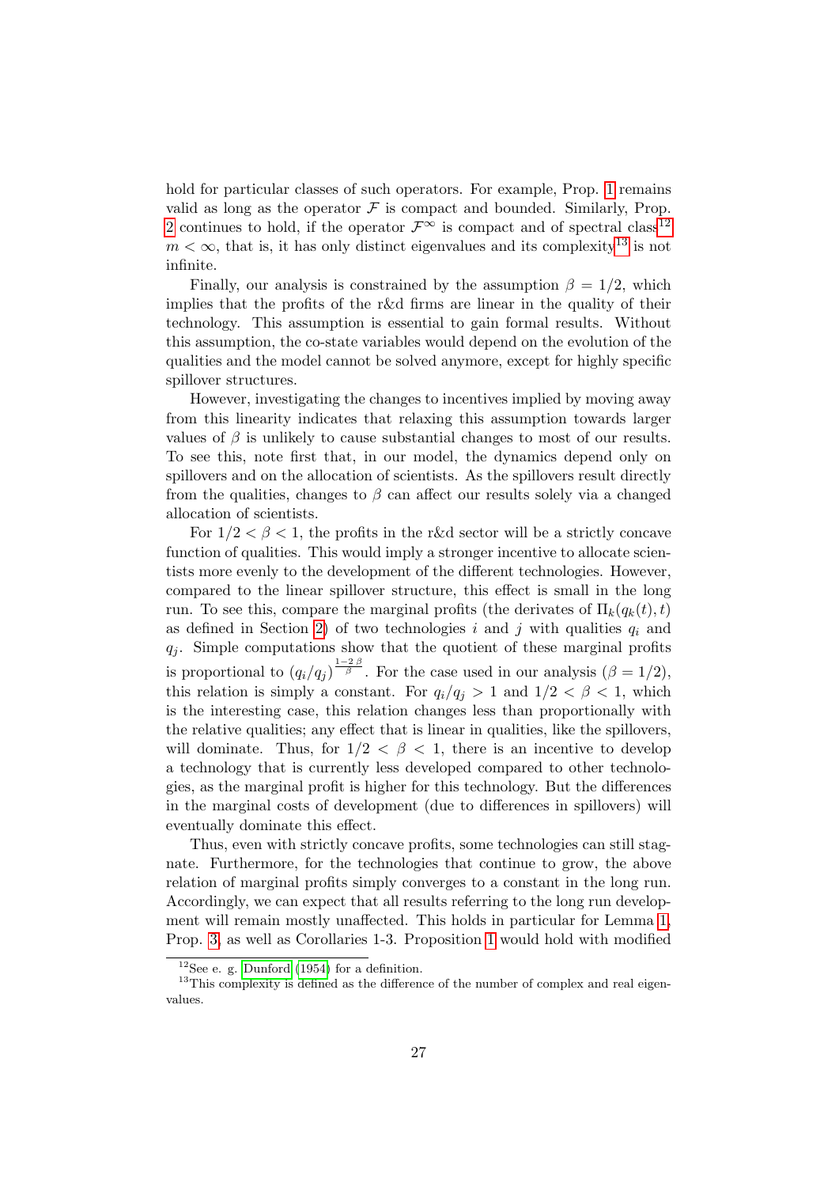hold for particular classes of such operators. For example, Prop. 1 remains valid as long as the operator $\mathcal{F}$ is compact and bounded. Similarly, Prop. 2 continues to hold, if the operator $\mathcal{F}^\infty$ is compact and of spectral class[12] $m < \infty$, that is, it has only distinct eigenvalues and its complexity[13] is not infinite.

Finally, our analysis is constrained by the assumption $\beta = 1/2$, which implies that the profits of the r&d firms are linear in the quality of their technology. This assumption is essential to gain formal results. Without this assumption, the co-state variables would depend on the evolution of the qualities and the model cannot be solved anymore, except for highly specific spillover structures.

However, investigating the changes to incentives implied by moving away from this linearity indicates that relaxing this assumption towards larger values of $\beta$ is unlikely to cause substantial changes to most of our results. To see this, note first that, in our model, the dynamics depend only on spillovers and on the allocation of scientists. As the spillovers result directly from the qualities, changes to $\beta$ can affect our results solely via a changed allocation of scientists.

For $1/2 < \beta < 1$, the profits in the r&d sector will be a strictly concave function of qualities. This would imply a stronger incentive to allocate scientists more evenly to the development of the different technologies. However, compared to the linear spillover structure, this effect is small in the long run. To see this, compare the marginal profits (the derivates of $\Pi_k(q_k(t), t)$ as defined in Section 2) of two technologies $i$ and $j$ with qualities $q_i$ and $q_j$. Simple computations show that the quotient of these marginal profits is proportional to $(q_i/q_j)^{\frac{1-2\beta}{\beta}}$. For the case used in our analysis ($\beta = 1/2$), this relation is simply a constant. For $q_i/q_j > 1$ and $1/2 < \beta < 1$, which is the interesting case, this relation changes less than proportionally with the relative qualities; any effect that is linear in qualities, like the spillovers, will dominate. Thus, for $1/2 < \beta < 1$, there is an incentive to develop a technology that is currently less developed compared to other technologies, as the marginal profit is higher for this technology. But the differences in the marginal costs of development (due to differences in spillovers) will eventually dominate this effect.

Thus, even with strictly concave profits, some technologies can still stagnate. Furthermore, for the technologies that continue to grow, the above relation of marginal profits simply converges to a constant in the long run. Accordingly, we can expect that all results referring to the long run development will remain mostly unaffected. This holds in particular for Lemma 1, Prop. 3, as well as Corollaries 1-3. Proposition 1 would hold with modified

[12] See e. g. Dunford (1954) for a definition.

[13] This complexity is defined as the difference of the number of complex and real eigenvalues.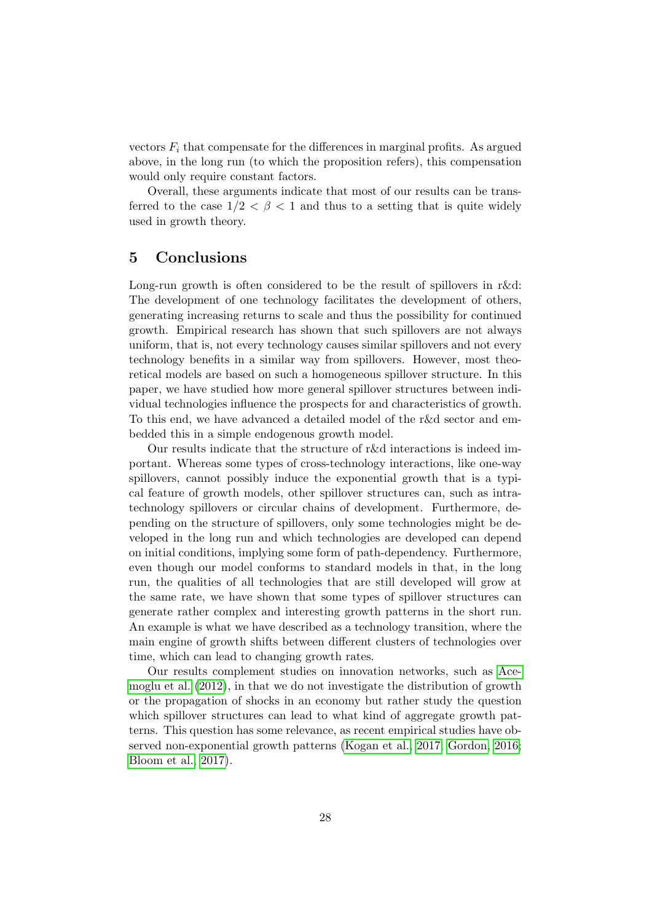vectors $F_i$ that compensate for the differences in marginal profits. As argued above, in the long run (to which the proposition refers), this compensation would only require constant factors.

Overall, these arguments indicate that most of our results can be transferred to the case $1/2 < \beta < 1$ and thus to a setting that is quite widely used in growth theory.

## 5 Conclusions

Long-run growth is often considered to be the result of spillovers in r&d: The development of one technology facilitates the development of others, generating increasing returns to scale and thus the possibility for continued growth. Empirical research has shown that such spillovers are not always uniform, that is, not every technology causes similar spillovers and not every technology benefits in a similar way from spillovers. However, most theoretical models are based on such a homogeneous spillover structure. In this paper, we have studied how more general spillover structures between individual technologies influence the prospects for and characteristics of growth. To this end, we have advanced a detailed model of the r&d sector and embedded this in a simple endogenous growth model.

Our results indicate that the structure of r&d interactions is indeed important. Whereas some types of cross-technology interactions, like one-way spillovers, cannot possibly induce the exponential growth that is a typical feature of growth models, other spillover structures can, such as intra-technology spillovers or circular chains of development. Furthermore, depending on the structure of spillovers, only some technologies might be developed in the long run and which technologies are developed can depend on initial conditions, implying some form of path-dependency. Furthermore, even though our model conforms to standard models in that, in the long run, the qualities of all technologies that are still developed will grow at the same rate, we have shown that some types of spillover structures can generate rather complex and interesting growth patterns in the short run. An example is what we have described as a technology transition, where the main engine of growth shifts between different clusters of technologies over time, which can lead to changing growth rates.

Our results complement studies on innovation networks, such as Acemoglu et al. (2012), in that we do not investigate the distribution of growth or the propagation of shocks in an economy but rather study the question which spillover structures can lead to what kind of aggregate growth patterns. This question has some relevance, as recent empirical studies have observed non-exponential growth patterns (Kogan et al., 2017; Gordon, 2016; Bloom et al., 2017).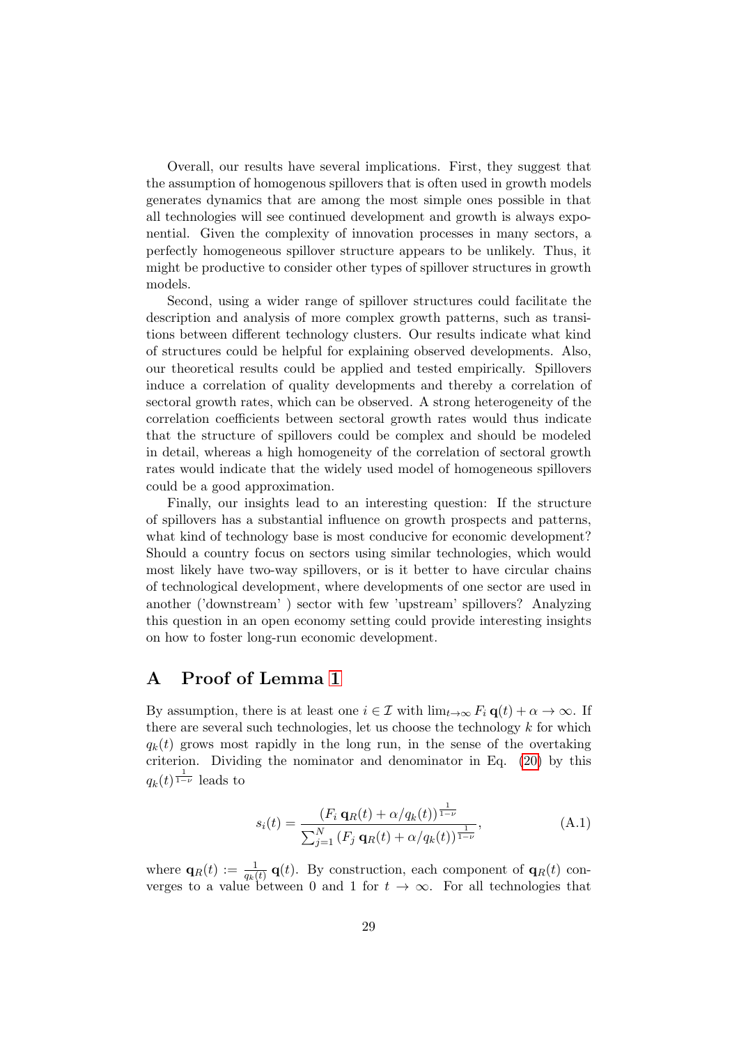Overall, our results have several implications. First, they suggest that the assumption of homogenous spillovers that is often used in growth models generates dynamics that are among the most simple ones possible in that all technologies will see continued development and growth is always exponential. Given the complexity of innovation processes in many sectors, a perfectly homogeneous spillover structure appears to be unlikely. Thus, it might be productive to consider other types of spillover structures in growth models.

Second, using a wider range of spillover structures could facilitate the description and analysis of more complex growth patterns, such as transitions between different technology clusters. Our results indicate what kind of structures could be helpful for explaining observed developments. Also, our theoretical results could be applied and tested empirically. Spillovers induce a correlation of quality developments and thereby a correlation of sectoral growth rates, which can be observed. A strong heterogeneity of the correlation coefficients between sectoral growth rates would thus indicate that the structure of spillovers could be complex and should be modeled in detail, whereas a high homogeneity of the correlation of sectoral growth rates would indicate that the widely used model of homogeneous spillovers could be a good approximation.

Finally, our insights lead to an interesting question: If the structure of spillovers has a substantial influence on growth prospects and patterns, what kind of technology base is most conducive for economic development? Should a country focus on sectors using similar technologies, which would most likely have two-way spillovers, or is it better to have circular chains of technological development, where developments of one sector are used in another ('downstream' ) sector with few 'upstream' spillovers? Analyzing this question in an open economy setting could provide interesting insights on how to foster long-run economic development.

# A Proof of Lemma 1

By assumption, there is at least one $i \in \mathcal{I}$ with $\lim_{t\to\infty} F_i\,\mathbf{q}(t) + \alpha \to \infty$. If there are several such technologies, let us choose the technology $k$ for which $q_k(t)$ grows most rapidly in the long run, in the sense of the overtaking criterion. Dividing the nominator and denominator in Eq. (20) by this $q_k(t)^{\frac{1}{1-\nu}}$ leads to

$$s_i(t) = \frac{\left(F_i\,\mathbf{q}_R(t) + \alpha/q_k(t)\right)^{\frac{1}{1-\nu}}}{\sum_{j=1}^{N}\left(F_j\,\mathbf{q}_R(t) + \alpha/q_k(t)\right)^{\frac{1}{1-\nu}}}, \tag{A.1}$$

where $\mathbf{q}_R(t) := \frac{1}{q_k(t)}\,\mathbf{q}(t)$. By construction, each component of $\mathbf{q}_R(t)$ converges to a value between 0 and 1 for $t \to \infty$. For all technologies that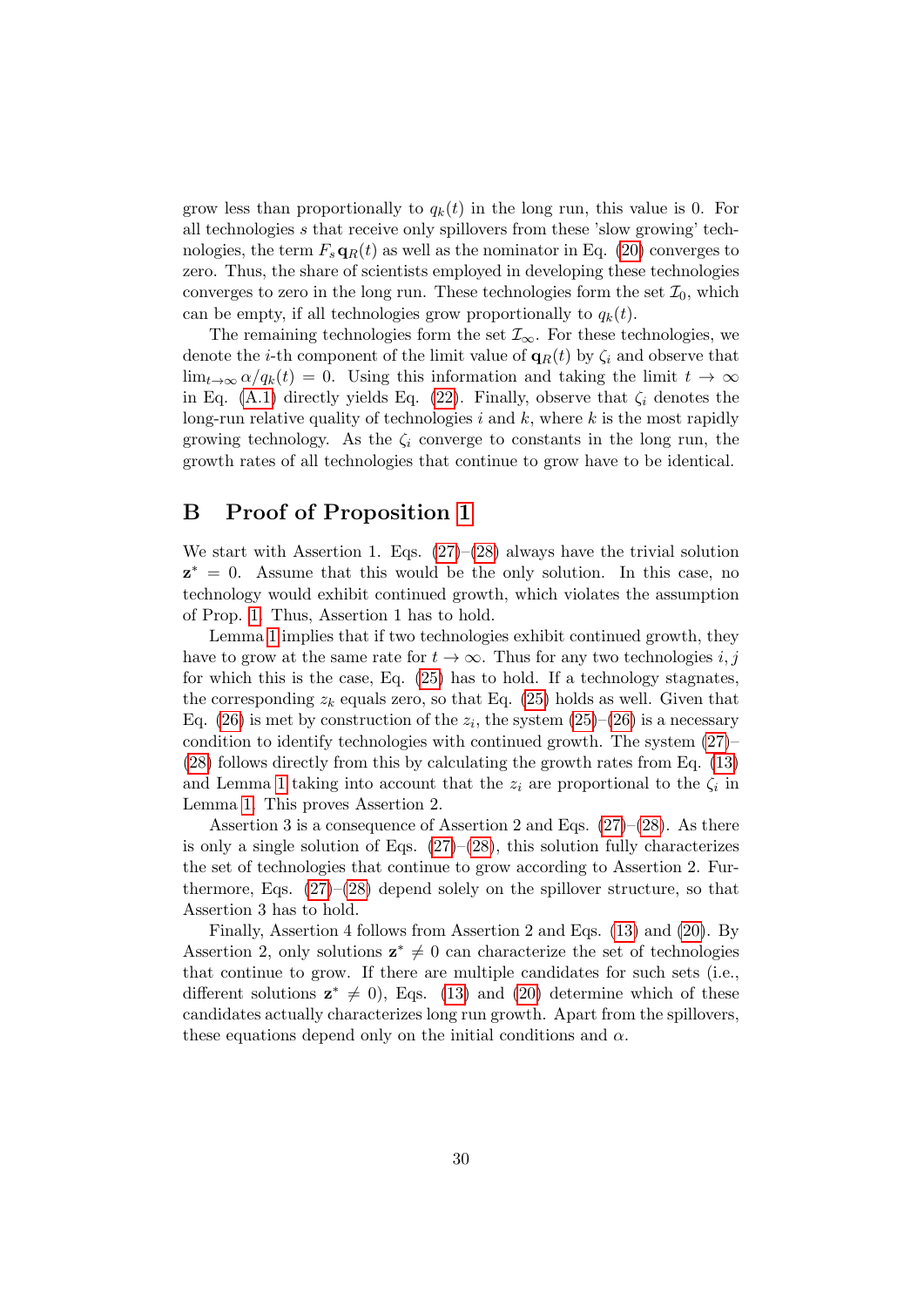grow less than proportionally to $q_k(t)$ in the long run, this value is 0. For all technologies $s$ that receive only spillovers from these 'slow growing' technologies, the term $F_s \mathbf{q}_R(t)$ as well as the nominator in Eq. (20) converges to zero. Thus, the share of scientists employed in developing these technologies converges to zero in the long run. These technologies form the set $\mathcal{I}_0$, which can be empty, if all technologies grow proportionally to $q_k(t)$.

The remaining technologies form the set $\mathcal{I}_\infty$. For these technologies, we denote the $i$-th component of the limit value of $\mathbf{q}_R(t)$ by $\zeta_i$ and observe that $\lim_{t\to\infty} \alpha/q_k(t) = 0$. Using this information and taking the limit $t \to \infty$ in Eq. (A.1) directly yields Eq. (22). Finally, observe that $\zeta_i$ denotes the long-run relative quality of technologies $i$ and $k$, where $k$ is the most rapidly growing technology. As the $\zeta_i$ converge to constants in the long run, the growth rates of all technologies that continue to grow have to be identical.

## B Proof of Proposition 1

We start with Assertion 1. Eqs. (27)–(28) always have the trivial solution $\mathbf{z}^* = 0$. Assume that this would be the only solution. In this case, no technology would exhibit continued growth, which violates the assumption of Prop. 1. Thus, Assertion 1 has to hold.

Lemma 1 implies that if two technologies exhibit continued growth, they have to grow at the same rate for $t \to \infty$. Thus for any two technologies $i, j$ for which this is the case, Eq. (25) has to hold. If a technology stagnates, the corresponding $z_k$ equals zero, so that Eq. (25) holds as well. Given that Eq. (26) is met by construction of the $z_i$, the system (25)–(26) is a necessary condition to identify technologies with continued growth. The system (27)–(28) follows directly from this by calculating the growth rates from Eq. (13) and Lemma 1 taking into account that the $z_i$ are proportional to the $\zeta_i$ in Lemma 1. This proves Assertion 2.

Assertion 3 is a consequence of Assertion 2 and Eqs. (27)–(28). As there is only a single solution of Eqs. (27)–(28), this solution fully characterizes the set of technologies that continue to grow according to Assertion 2. Furthermore, Eqs. (27)–(28) depend solely on the spillover structure, so that Assertion 3 has to hold.

Finally, Assertion 4 follows from Assertion 2 and Eqs. (13) and (20). By Assertion 2, only solutions $\mathbf{z}^* \neq 0$ can characterize the set of technologies that continue to grow. If there are multiple candidates for such sets (i.e., different solutions $\mathbf{z}^* \neq 0$), Eqs. (13) and (20) determine which of these candidates actually characterizes long run growth. Apart from the spillovers, these equations depend only on the initial conditions and $\alpha$.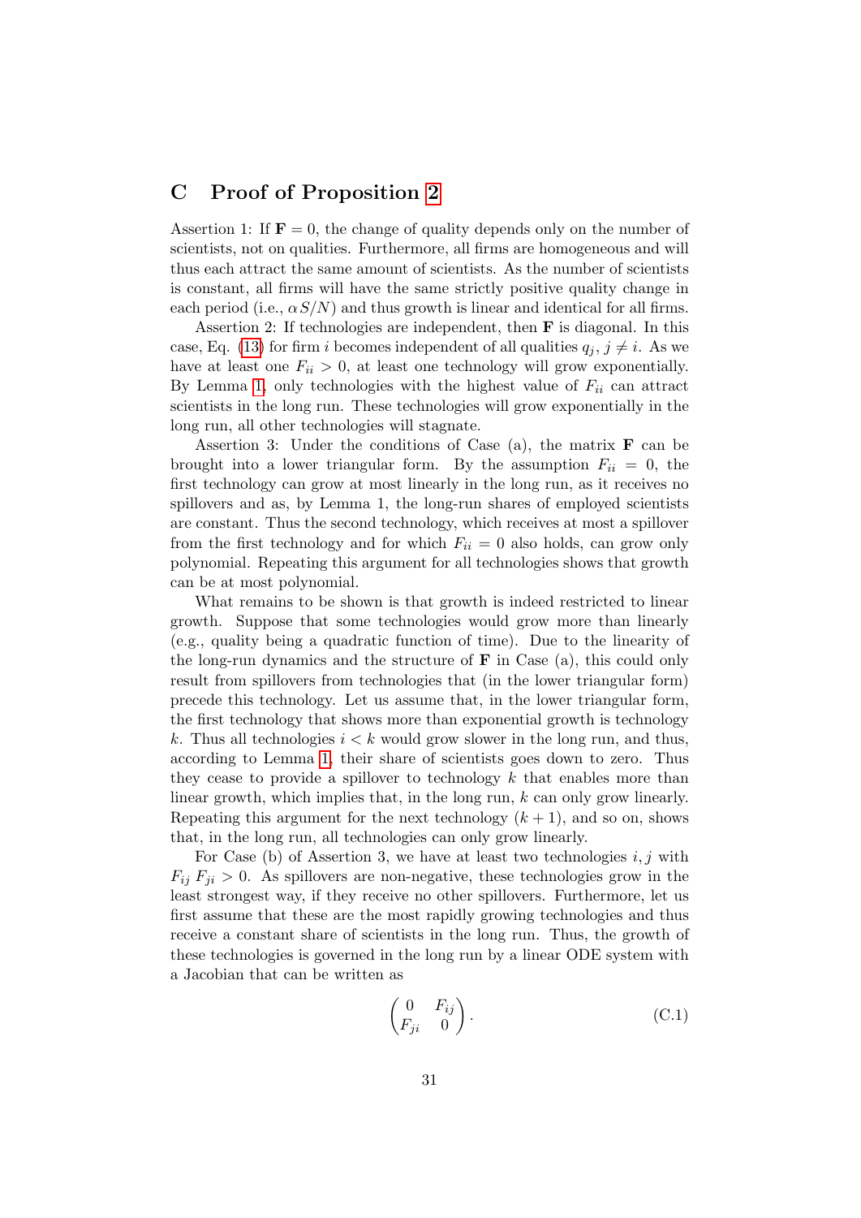## C Proof of Proposition 2

Assertion 1: If $\mathbf{F} = 0$, the change of quality depends only on the number of scientists, not on qualities. Furthermore, all firms are homogeneous and will thus each attract the same amount of scientists. As the number of scientists is constant, all firms will have the same strictly positive quality change in each period (i.e., $\alpha S/N$) and thus growth is linear and identical for all firms.

Assertion 2: If technologies are independent, then $\mathbf{F}$ is diagonal. In this case, Eq. (13) for firm $i$ becomes independent of all qualities $q_j$, $j \neq i$. As we have at least one $F_{ii} > 0$, at least one technology will grow exponentially. By Lemma 1, only technologies with the highest value of $F_{ii}$ can attract scientists in the long run. These technologies will grow exponentially in the long run, all other technologies will stagnate.

Assertion 3: Under the conditions of Case (a), the matrix $\mathbf{F}$ can be brought into a lower triangular form. By the assumption $F_{ii} = 0$, the first technology can grow at most linearly in the long run, as it receives no spillovers and as, by Lemma 1, the long-run shares of employed scientists are constant. Thus the second technology, which receives at most a spillover from the first technology and for which $F_{ii} = 0$ also holds, can grow only polynomial. Repeating this argument for all technologies shows that growth can be at most polynomial.

What remains to be shown is that growth is indeed restricted to linear growth. Suppose that some technologies would grow more than linearly (e.g., quality being a quadratic function of time). Due to the linearity of the long-run dynamics and the structure of $\mathbf{F}$ in Case (a), this could only result from spillovers from technologies that (in the lower triangular form) precede this technology. Let us assume that, in the lower triangular form, the first technology that shows more than exponential growth is technology $k$. Thus all technologies $i < k$ would grow slower in the long run, and thus, according to Lemma 1, their share of scientists goes down to zero. Thus they cease to provide a spillover to technology $k$ that enables more than linear growth, which implies that, in the long run, $k$ can only grow linearly. Repeating this argument for the next technology $(k + 1)$, and so on, shows that, in the long run, all technologies can only grow linearly.

For Case (b) of Assertion 3, we have at least two technologies $i, j$ with $F_{ij}\, F_{ji} > 0$. As spillovers are non-negative, these technologies grow in the least strongest way, if they receive no other spillovers. Furthermore, let us first assume that these are the most rapidly growing technologies and thus receive a constant share of scientists in the long run. Thus, the growth of these technologies is governed in the long run by a linear ODE system with a Jacobian that can be written as

$$\begin{pmatrix} 0 & F_{ij} \\ F_{ji} & 0 \end{pmatrix}. \tag{C.1}$$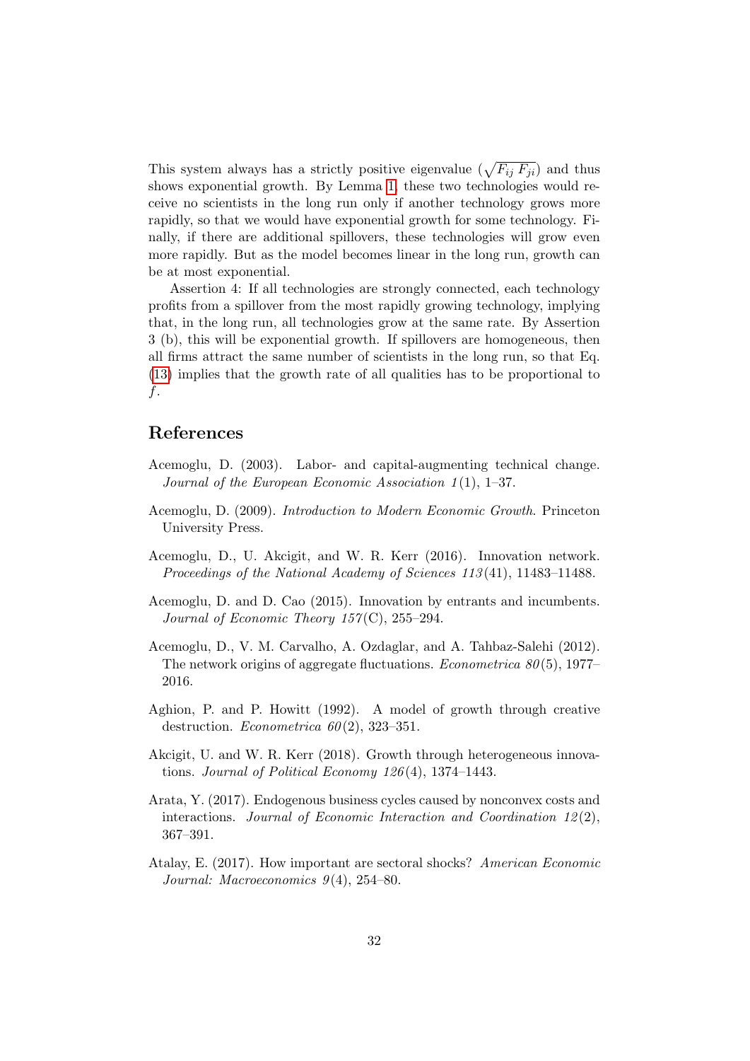This system always has a strictly positive eigenvalue ($\sqrt{F_{ij}\, F_{ji}}$) and thus shows exponential growth. By Lemma 1, these two technologies would receive no scientists in the long run only if another technology grows more rapidly, so that we would have exponential growth for some technology. Finally, if there are additional spillovers, these technologies will grow even more rapidly. But as the model becomes linear in the long run, growth can be at most exponential.

Assertion 4: If all technologies are strongly connected, each technology profits from a spillover from the most rapidly growing technology, implying that, in the long run, all technologies grow at the same rate. By Assertion 3 (b), this will be exponential growth. If spillovers are homogeneous, then all firms attract the same number of scientists in the long run, so that Eq. (13) implies that the growth rate of all qualities has to be proportional to $f$.

## References

Acemoglu, D. (2003). Labor- and capital-augmenting technical change. *Journal of the European Economic Association 1*(1), 1–37.

Acemoglu, D. (2009). *Introduction to Modern Economic Growth*. Princeton University Press.

Acemoglu, D., U. Akcigit, and W. R. Kerr (2016). Innovation network. *Proceedings of the National Academy of Sciences 113*(41), 11483–11488.

Acemoglu, D. and D. Cao (2015). Innovation by entrants and incumbents. *Journal of Economic Theory 157*(C), 255–294.

Acemoglu, D., V. M. Carvalho, A. Ozdaglar, and A. Tahbaz-Salehi (2012). The network origins of aggregate fluctuations. *Econometrica 80*(5), 1977–2016.

Aghion, P. and P. Howitt (1992). A model of growth through creative destruction. *Econometrica 60*(2), 323–351.

Akcigit, U. and W. R. Kerr (2018). Growth through heterogeneous innovations. *Journal of Political Economy 126*(4), 1374–1443.

Arata, Y. (2017). Endogenous business cycles caused by nonconvex costs and interactions. *Journal of Economic Interaction and Coordination 12*(2), 367–391.

Atalay, E. (2017). How important are sectoral shocks? *American Economic Journal: Macroeconomics 9*(4), 254–80.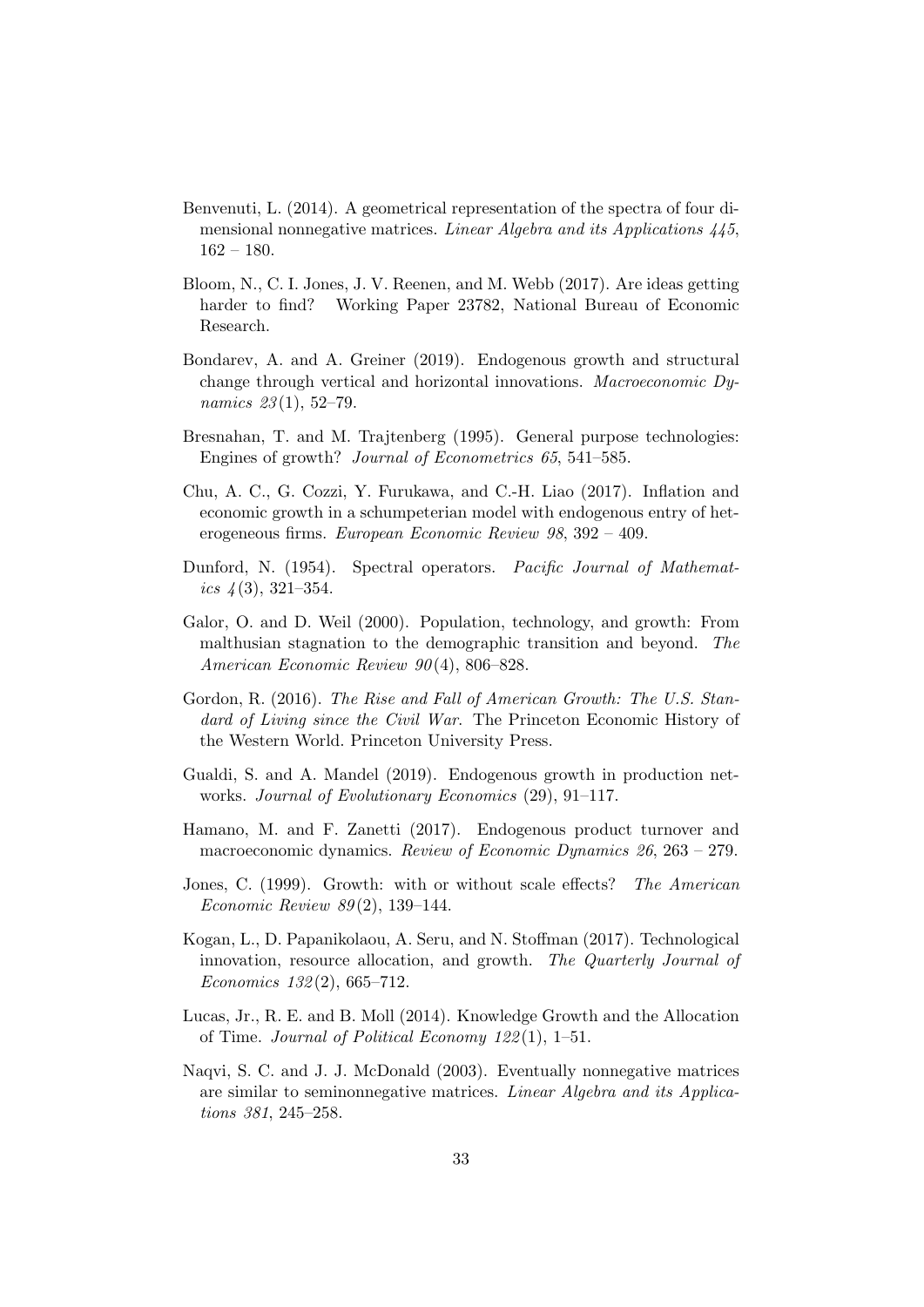Benvenuti, L. (2014). A geometrical representation of the spectra of four dimensional nonnegative matrices. *Linear Algebra and its Applications 445*, 162 – 180.

Bloom, N., C. I. Jones, J. V. Reenen, and M. Webb (2017). Are ideas getting harder to find? Working Paper 23782, National Bureau of Economic Research.

Bondarev, A. and A. Greiner (2019). Endogenous growth and structural change through vertical and horizontal innovations. *Macroeconomic Dynamics 23*(1), 52–79.

Bresnahan, T. and M. Trajtenberg (1995). General purpose technologies: Engines of growth? *Journal of Econometrics 65*, 541–585.

Chu, A. C., G. Cozzi, Y. Furukawa, and C.-H. Liao (2017). Inflation and economic growth in a schumpeterian model with endogenous entry of heterogeneous firms. *European Economic Review 98*, 392 – 409.

Dunford, N. (1954). Spectral operators. *Pacific Journal of Mathematics 4*(3), 321–354.

Galor, O. and D. Weil (2000). Population, technology, and growth: From malthusian stagnation to the demographic transition and beyond. *The American Economic Review 90*(4), 806–828.

Gordon, R. (2016). *The Rise and Fall of American Growth: The U.S. Standard of Living since the Civil War.* The Princeton Economic History of the Western World. Princeton University Press.

Gualdi, S. and A. Mandel (2019). Endogenous growth in production networks. *Journal of Evolutionary Economics* (29), 91–117.

Hamano, M. and F. Zanetti (2017). Endogenous product turnover and macroeconomic dynamics. *Review of Economic Dynamics 26*, 263 – 279.

Jones, C. (1999). Growth: with or without scale effects? *The American Economic Review 89*(2), 139–144.

Kogan, L., D. Papanikolaou, A. Seru, and N. Stoffman (2017). Technological innovation, resource allocation, and growth. *The Quarterly Journal of Economics 132*(2), 665–712.

Lucas, Jr., R. E. and B. Moll (2014). Knowledge Growth and the Allocation of Time. *Journal of Political Economy 122*(1), 1–51.

Naqvi, S. C. and J. J. McDonald (2003). Eventually nonnegative matrices are similar to seminonnegative matrices. *Linear Algebra and its Applications 381*, 245–258.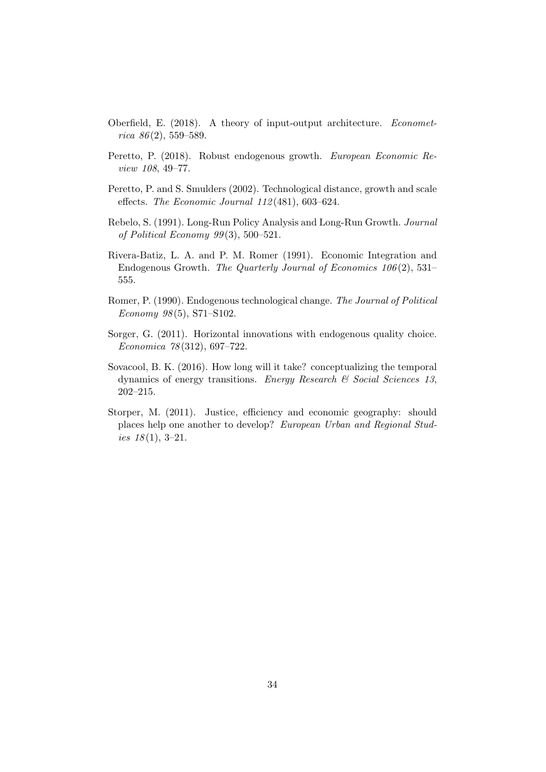Oberfield, E. (2018). A theory of input-output architecture. *Econometrica 86*(2), 559–589.

Peretto, P. (2018). Robust endogenous growth. *European Economic Review 108*, 49–77.

Peretto, P. and S. Smulders (2002). Technological distance, growth and scale effects. *The Economic Journal 112*(481), 603–624.

Rebelo, S. (1991). Long-Run Policy Analysis and Long-Run Growth. *Journal of Political Economy 99*(3), 500–521.

Rivera-Batiz, L. A. and P. M. Romer (1991). Economic Integration and Endogenous Growth. *The Quarterly Journal of Economics 106*(2), 531–555.

Romer, P. (1990). Endogenous technological change. *The Journal of Political Economy 98*(5), S71–S102.

Sorger, G. (2011). Horizontal innovations with endogenous quality choice. *Economica 78*(312), 697–722.

Sovacool, B. K. (2016). How long will it take? conceptualizing the temporal dynamics of energy transitions. *Energy Research & Social Sciences 13*, 202–215.

Storper, M. (2011). Justice, efficiency and economic geography: should places help one another to develop? *European Urban and Regional Studies 18*(1), 3–21.